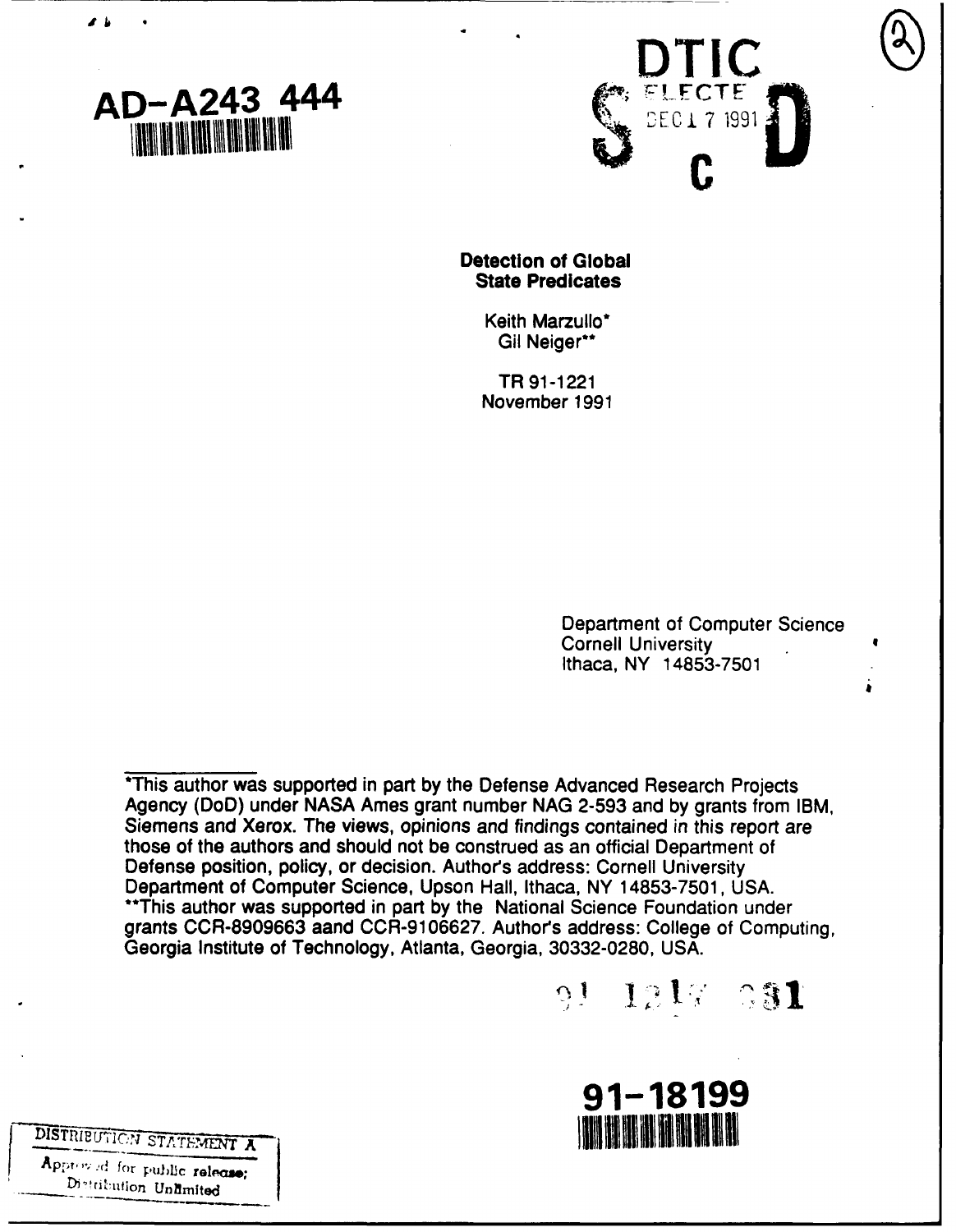AD-A243 444

DTIC
ELECTE
DEC 1 7 1991
S C D

# Detection of Global State Predicates

Keith Marzullo*
Gil Neiger**

TR 91-1221
November 1991

Department of Computer Science
Cornell University
Ithaca, NY 14853-7501

*This author was supported in part by the Defense Advanced Research Projects Agency (DoD) under NASA Ames grant number NAG 2-593 and by grants from IBM, Siemens and Xerox. The views, opinions and findings contained in this report are those of the authors and should not be construed as an official Department of Defense position, policy, or decision. Author's address: Cornell University Department of Computer Science, Upson Hall, Ithaca, NY 14853-7501, USA.
**This author was supported in part by the National Science Foundation under grants CCR-8909663 aand CCR-9106627. Author's address: College of Computing, Georgia Institute of Technology, Atlanta, Georgia, 30332-0280, USA.

91 1217 031

91-18199

DISTRIBUTION STATEMENT A
Approved for public release;
Distribution Unlimited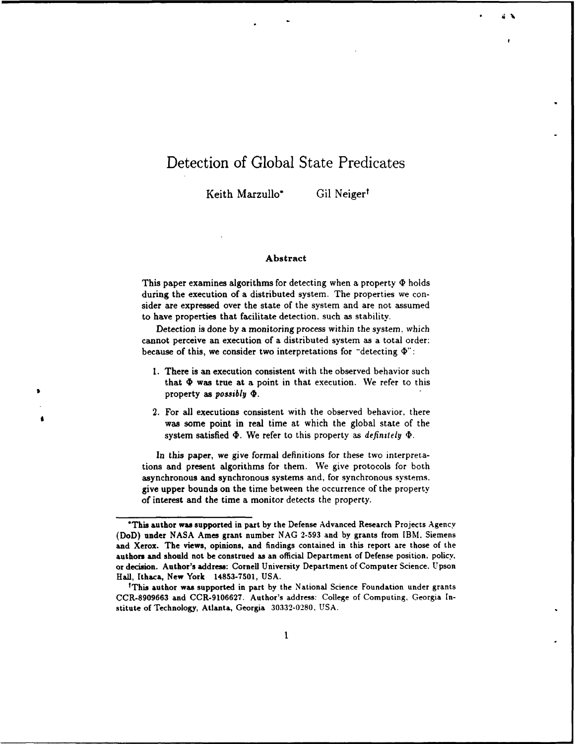# Detection of Global State Predicates

Keith Marzullo* Gil Neiger†

### Abstract

This paper examines algorithms for detecting when a property $\Phi$ holds during the execution of a distributed system. The properties we consider are expressed over the state of the system and are not assumed to have properties that facilitate detection, such as stability.

Detection is done by a monitoring process within the system, which cannot perceive an execution of a distributed system as a total order: because of this, we consider two interpretations for "detecting $\Phi$":

1. There is an execution consistent with the observed behavior such that $\Phi$ was true at a point in that execution. We refer to this property as *possibly* $\Phi$.
2. For all executions consistent with the observed behavior, there was some point in real time at which the global state of the system satisfied $\Phi$. We refer to this property as *definitely* $\Phi$.

In this paper, we give formal definitions for these two interpretations and present algorithms for them. We give protocols for both asynchronous and synchronous systems and, for synchronous systems, give upper bounds on the time between the occurrence of the property of interest and the time a monitor detects the property.

---

*This author was supported in part by the Defense Advanced Research Projects Agency (DoD) under NASA Ames grant number NAG 2-593 and by grants from IBM, Siemens and Xerox. The views, opinions, and findings contained in this report are those of the authors and should not be construed as an official Department of Defense position, policy, or decision. Author's address: Cornell University Department of Computer Science, Upson Hall, Ithaca, New York 14853-7501, USA.

†This author was supported in part by the National Science Foundation under grants CCR-8909663 and CCR-9106627. Author's address: College of Computing, Georgia Institute of Technology, Atlanta, Georgia 30332-0280, USA.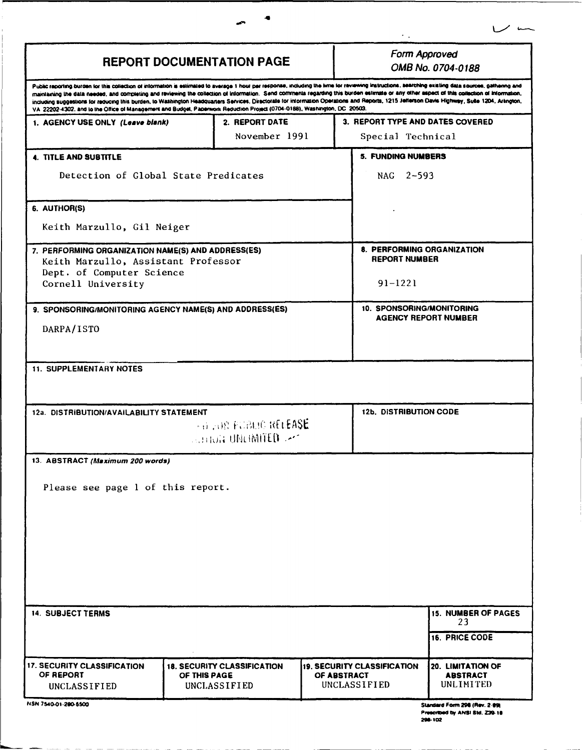# REPORT DOCUMENTATION PAGE

*Form Approved*
*OMB No. 0704-0188*

Public reporting burden for this collection of information is estimated to average 1 hour per response, including the time for reviewing instructions, searching existing data sources, gathering and maintaining the data needed, and completing and reviewing the collection of information. Send comments regarding this burden estimate or any other aspect of this collection of information, including suggestions for reducing this burden, to Washington Headquarters Services, Directorate for Information Operations and Reports, 1215 Jefferson Davis Highway, Suite 1204, Arlington, VA 22202-4302, and to the Office of Management and Budget, Paperwork Reduction Project (0704-0188), Washington, DC 20503.

| 1. AGENCY USE ONLY *(Leave blank)* | 2. REPORT DATE | 3. REPORT TYPE AND DATES COVERED |
|---|---|---|
| | November 1991 | Special Technical |

**4. TITLE AND SUBTITLE**
Detection of Global State Predicates

**5. FUNDING NUMBERS**
NAG 2-593

**6. AUTHOR(S)**
Keith Marzullo, Gil Neiger

**7. PERFORMING ORGANIZATION NAME(S) AND ADDRESS(ES)**
Keith Marzullo, Assistant Professor
Dept. of Computer Science
Cornell University

**8. PERFORMING ORGANIZATION REPORT NUMBER**
91-1221

**9. SPONSORING/MONITORING AGENCY NAME(S) AND ADDRESS(ES)**
DARPA/ISTO

**10. SPONSORING/MONITORING AGENCY REPORT NUMBER**

**11. SUPPLEMENTARY NOTES**

**12a. DISTRIBUTION/AVAILABILITY STATEMENT**
FOR PUBLIC RELEASE
DISTRIBUTION UNLIMITED

**12b. DISTRIBUTION CODE**

**13. ABSTRACT** *(Maximum 200 words)*

Please see page 1 of this report.

**14. SUBJECT TERMS**

**15. NUMBER OF PAGES**
23

**16. PRICE CODE**

| 17. SECURITY CLASSIFICATION OF REPORT | 18. SECURITY CLASSIFICATION OF THIS PAGE | 19. SECURITY CLASSIFICATION OF ABSTRACT | 20. LIMITATION OF ABSTRACT |
|---|---|---|---|
| UNCLASSIFIED | UNCLASSIFIED | UNCLASSIFIED | UNLIMITED |

NSN 7540-01-280-5500

Standard Form 298 (Rev. 2-89)
Prescribed by ANSI Std. Z39-18
298-102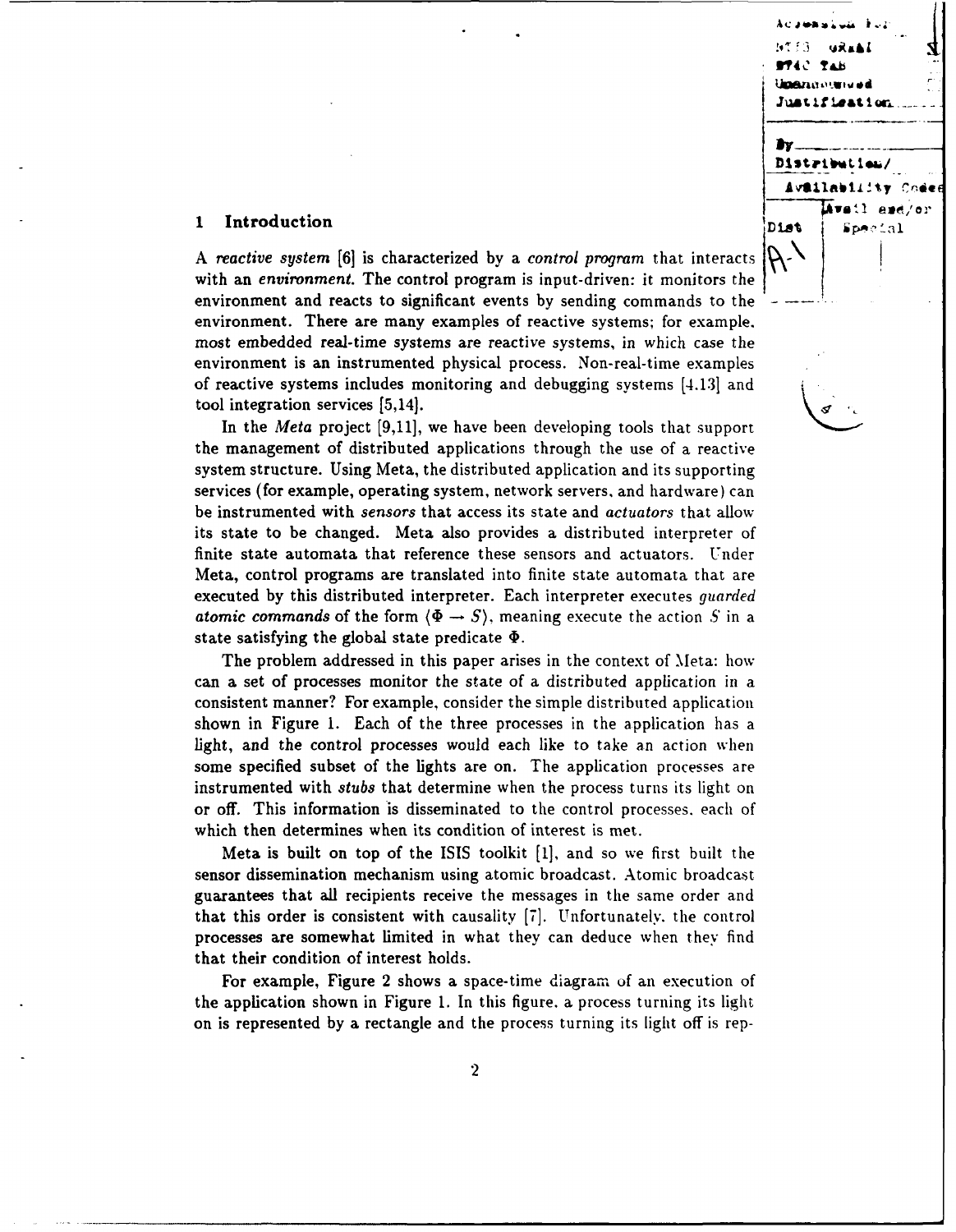## 1 Introduction

A *reactive system* [6] is characterized by a *control program* that interacts with an *environment*. The control program is input-driven: it monitors the environment and reacts to significant events by sending commands to the environment. There are many examples of reactive systems; for example, most embedded real-time systems are reactive systems, in which case the environment is an instrumented physical process. Non-real-time examples of reactive systems includes monitoring and debugging systems [4,13] and tool integration services [5,14].

In the *Meta* project [9,11], we have been developing tools that support the management of distributed applications through the use of a reactive system structure. Using Meta, the distributed application and its supporting services (for example, operating system, network servers, and hardware) can be instrumented with *sensors* that access its state and *actuators* that allow its state to be changed. Meta also provides a distributed interpreter of finite state automata that reference these sensors and actuators. Under Meta, control programs are translated into finite state automata that are executed by this distributed interpreter. Each interpreter executes *guarded atomic commands* of the form $\langle \Phi \rightarrow S \rangle$, meaning execute the action $S$ in a state satisfying the global state predicate $\Phi$.

The problem addressed in this paper arises in the context of Meta: how can a set of processes monitor the state of a distributed application in a consistent manner? For example, consider the simple distributed application shown in Figure 1. Each of the three processes in the application has a light, and the control processes would each like to take an action when some specified subset of the lights are on. The application processes are instrumented with *stubs* that determine when the process turns its light on or off. This information is disseminated to the control processes, each of which then determines when its condition of interest is met.

Meta is built on top of the ISIS toolkit [1], and so we first built the sensor dissemination mechanism using atomic broadcast. Atomic broadcast guarantees that all recipients receive the messages in the same order and that this order is consistent with causality [7]. Unfortunately, the control processes are somewhat limited in what they can deduce when they find that their condition of interest holds.

For example, Figure 2 shows a space-time diagram of an execution of the application shown in Figure 1. In this figure, a process turning its light on is represented by a rectangle and the process turning its light off is rep-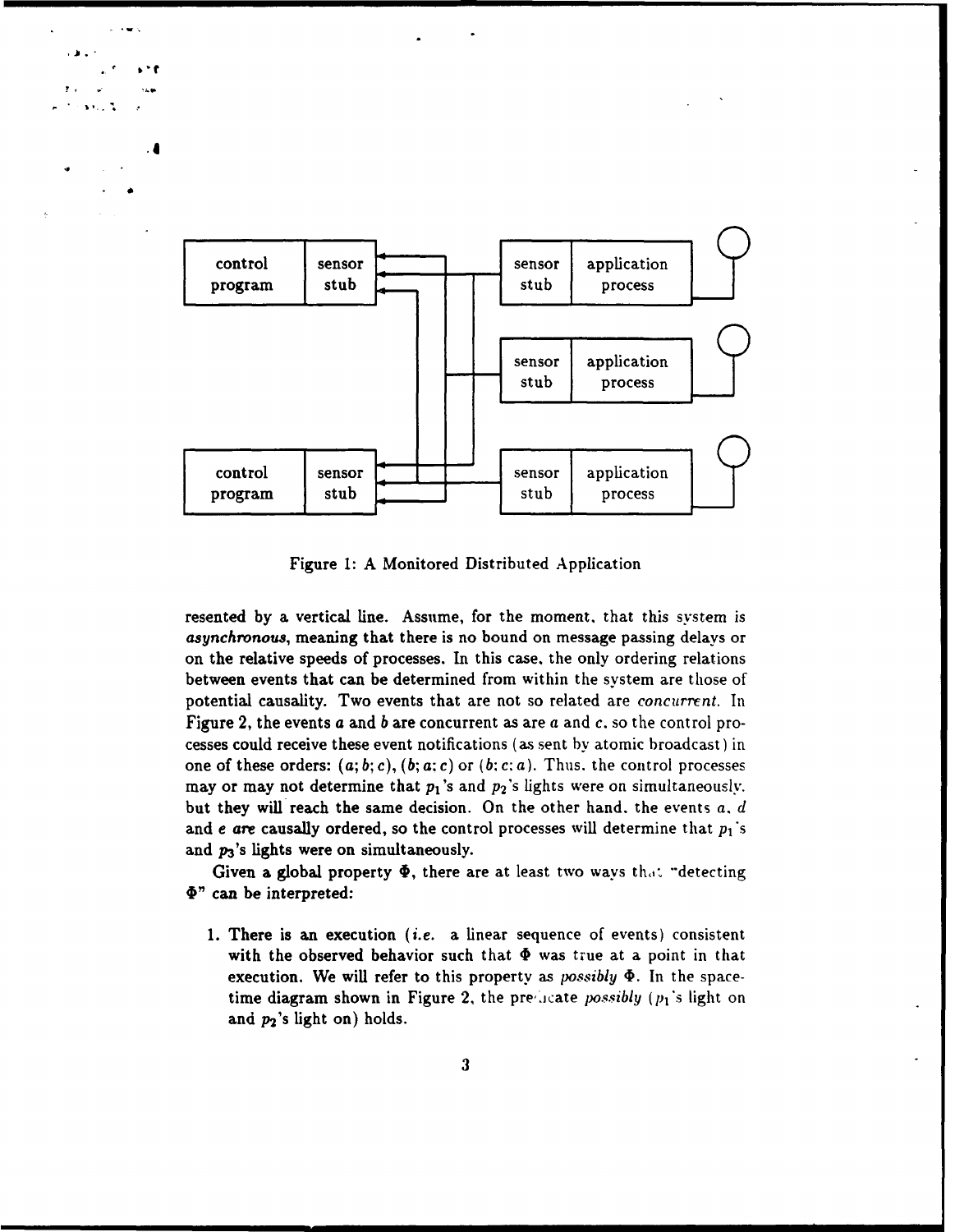Figure 1: A Monitored Distributed Application

resented by a vertical line. Assume, for the moment, that this system is *asynchronous*, meaning that there is no bound on message passing delays or on the relative speeds of processes. In this case, the only ordering relations between events that can be determined from within the system are those of potential causality. Two events that are not so related are *concurrent*. In Figure 2, the events $a$ and $b$ are concurrent as are $a$ and $c$, so the control processes could receive these event notifications (as sent by atomic broadcast) in one of these orders: $(a; b; c)$, $(b; a; c)$ or $(b; c; a)$. Thus, the control processes may or may not determine that $p_1$'s and $p_2$'s lights were on simultaneously, but they will reach the same decision. On the other hand, the events $a$, $d$ and $e$ *are* causally ordered, so the control processes will determine that $p_1$'s and $p_3$'s lights were on simultaneously.

Given a global property $\Phi$, there are at least two ways that "detecting $\Phi$" can be interpreted:

1. There is an execution (*i.e.* a linear sequence of events) consistent with the observed behavior such that $\Phi$ was true at a point in that execution. We will refer to this property as *possibly* $\Phi$. In the space-time diagram shown in Figure 2, the predicate *possibly* ($p_1$'s light on and $p_2$'s light on) holds.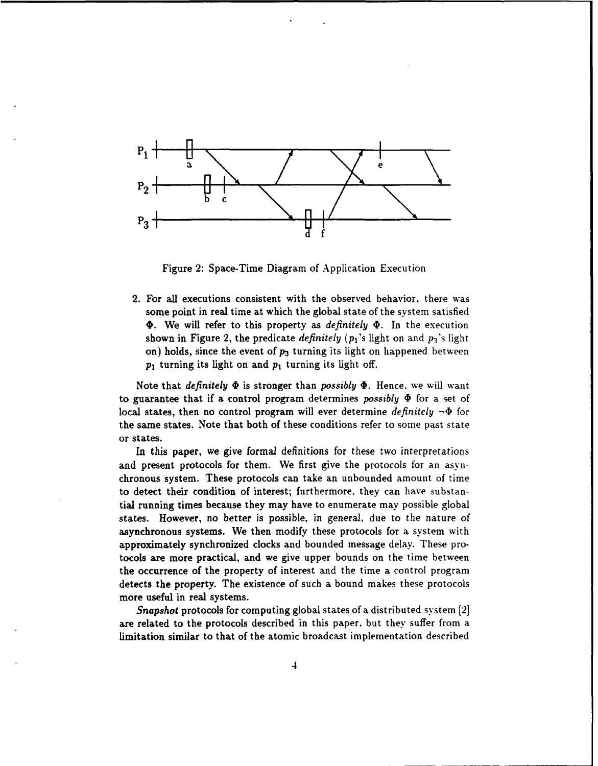Figure 2: Space-Time Diagram of Application Execution

2. For all executions consistent with the observed behavior, there was some point in real time at which the global state of the system satisfied $\Phi$. We will refer to this property as *definitely* $\Phi$. In the execution shown in Figure 2, the predicate *definitely* ($p_1$'s light on and $p_3$'s light on) holds, since the event of $p_3$ turning its light on happened between $p_1$ turning its light on and $p_1$ turning its light off.

Note that *definitely* $\Phi$ is stronger than *possibly* $\Phi$. Hence, we will want to guarantee that if a control program determines *possibly* $\Phi$ for a set of local states, then no control program will ever determine *definitely* $\neg\Phi$ for the same states. Note that both of these conditions refer to some past state or states.

In this paper, we give formal definitions for these two interpretations and present protocols for them. We first give the protocols for an asynchronous system. These protocols can take an unbounded amount of time to detect their condition of interest; furthermore, they can have substantial running times because they may have to enumerate may possible global states. However, no better is possible, in general, due to the nature of asynchronous systems. We then modify these protocols for a system with approximately synchronized clocks and bounded message delay. These protocols are more practical, and we give upper bounds on the time between the occurrence of the property of interest and the time a control program detects the property. The existence of such a bound makes these protocols more useful in real systems.

*Snapshot* protocols for computing global states of a distributed system [2] are related to the protocols described in this paper, but they suffer from a limitation similar to that of the atomic broadcast implementation described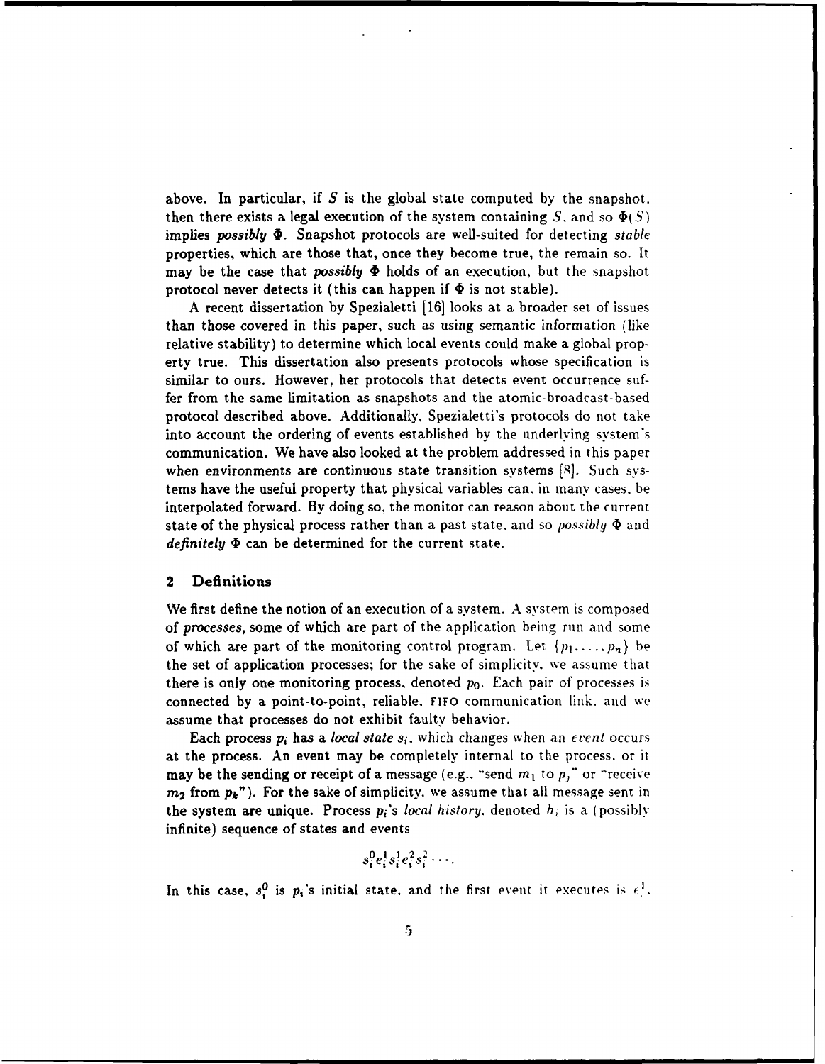above. In particular, if $S$ is the global state computed by the snapshot, then there exists a legal execution of the system containing $S$, and so $\Phi(S)$ implies *possibly* $\Phi$. Snapshot protocols are well-suited for detecting *stable* properties, which are those that, once they become true, the remain so. It may be the case that *possibly* $\Phi$ holds of an execution, but the snapshot protocol never detects it (this can happen if $\Phi$ is not stable).

A recent dissertation by Spezialetti [16] looks at a broader set of issues than those covered in this paper, such as using semantic information (like relative stability) to determine which local events could make a global property true. This dissertation also presents protocols whose specification is similar to ours. However, her protocols that detects event occurrence suffer from the same limitation as snapshots and the atomic-broadcast-based protocol described above. Additionally, Spezialetti's protocols do not take into account the ordering of events established by the underlying system's communication. We have also looked at the problem addressed in this paper when environments are continuous state transition systems [8]. Such systems have the useful property that physical variables can, in many cases, be interpolated forward. By doing so, the monitor can reason about the current state of the physical process rather than a past state, and so *possibly* $\Phi$ and *definitely* $\Phi$ can be determined for the current state.

## 2 Definitions

We first define the notion of an execution of a system. A system is composed of *processes*, some of which are part of the application being run and some of which are part of the monitoring control program. Let $\{p_1, \ldots, p_n\}$ be the set of application processes; for the sake of simplicity, we assume that there is only one monitoring process, denoted $p_0$. Each pair of processes is connected by a point-to-point, reliable, FIFO communication link, and we assume that processes do not exhibit faulty behavior.

Each process $p_i$ has a *local state* $s_i$, which changes when an *event* occurs at the process. An event may be completely internal to the process, or it may be the sending or receipt of a message (e.g., "send $m_1$ to $p_j$" or "receive $m_2$ from $p_k$"). For the sake of simplicity, we assume that all message sent in the system are unique. Process $p_i$'s *local history*, denoted $h_i$ is a (possibly infinite) sequence of states and events

$$s_i^0 e_i^1 s_i^1 e_i^2 s_i^2 \cdots.$$

In this case, $s_i^0$ is $p_i$'s initial state, and the first event it executes is $e_i^1$.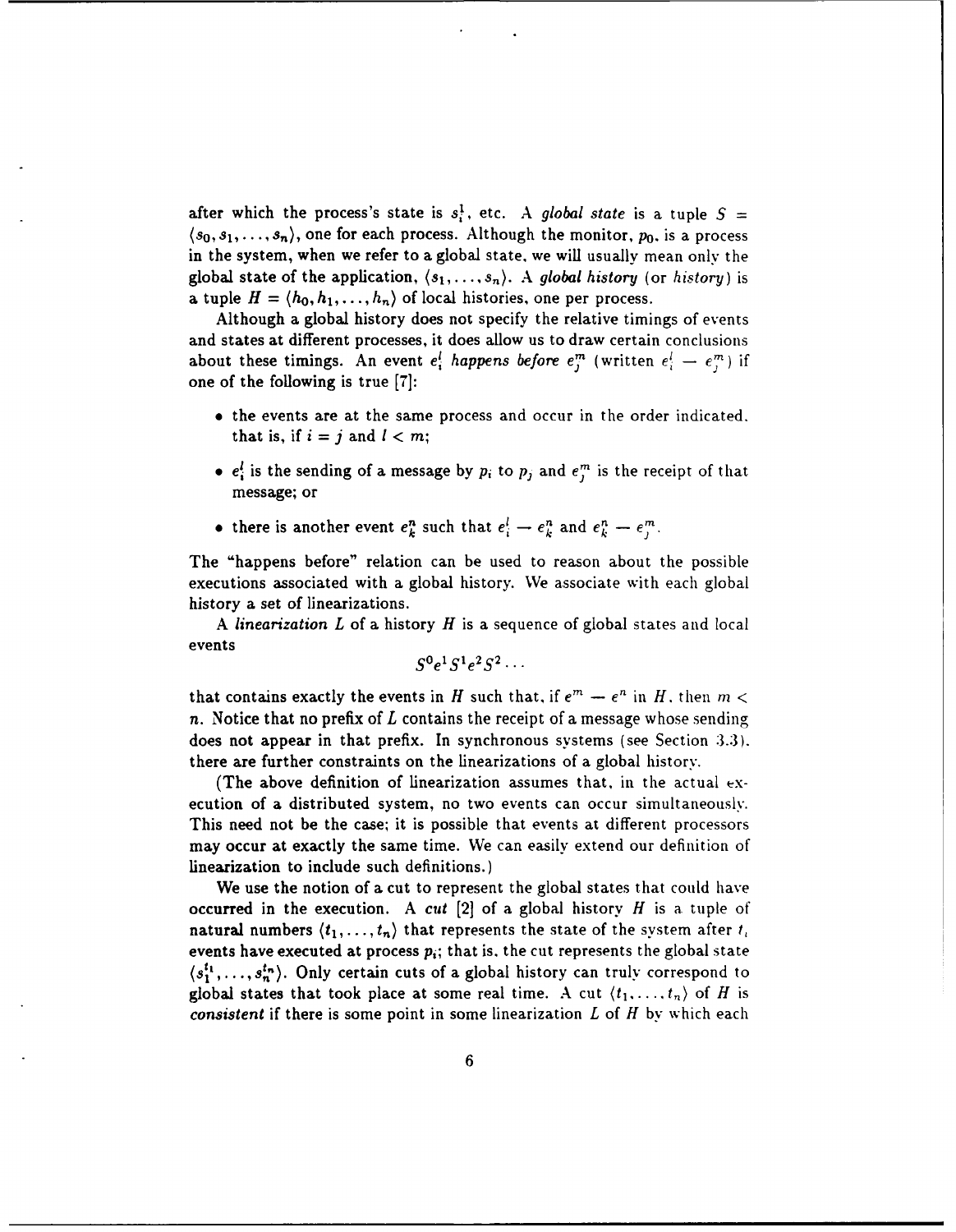after which the process's state is $s_i^1$, etc. A *global state* is a tuple $S = \langle s_0, s_1, \ldots, s_n \rangle$, one for each process. Although the monitor, $p_0$, is a process in the system, when we refer to a global state, we will usually mean only the global state of the application, $\langle s_1, \ldots, s_n \rangle$. A *global history* (or *history*) is a tuple $H = \langle h_0, h_1, \ldots, h_n \rangle$ of local histories, one per process.

Although a global history does not specify the relative timings of events and states at different processes, it does allow us to draw certain conclusions about these timings. An event $e_i^l$ *happens before* $e_j^m$ (written $e_i^l \rightarrow e_j^m$) if one of the following is true [7]:

- the events are at the same process and occur in the order indicated, that is, if $i = j$ and $l < m$;
- $e_i^l$ is the sending of a message by $p_i$ to $p_j$ and $e_j^m$ is the receipt of that message; or
- there is another event $e_k^n$ such that $e_i^l \rightarrow e_k^n$ and $e_k^n \rightarrow e_j^m$.

The "happens before" relation can be used to reason about the possible executions associated with a global history. We associate with each global history a set of linearizations.

A *linearization* $L$ of a history $H$ is a sequence of global states and local events

$$S^0 e^1 S^1 e^2 S^2 \ldots$$

that contains exactly the events in $H$ such that, if $e^m \rightarrow e^n$ in $H$, then $m < n$. Notice that no prefix of $L$ contains the receipt of a message whose sending does not appear in that prefix. In synchronous systems (see Section 3.3), there are further constraints on the linearizations of a global history.

(The above definition of linearization assumes that, in the actual execution of a distributed system, no two events can occur simultaneously. This need not be the case; it is possible that events at different processors may occur at exactly the same time. We can easily extend our definition of linearization to include such definitions.)

We use the notion of a cut to represent the global states that could have occurred in the execution. A *cut* [2] of a global history $H$ is a tuple of natural numbers $\langle t_1, \ldots, t_n \rangle$ that represents the state of the system after $t_i$ events have executed at process $p_i$; that is, the cut represents the global state $\langle s_1^{t_1}, \ldots, s_n^{t_n} \rangle$. Only certain cuts of a global history can truly correspond to global states that took place at some real time. A cut $\langle t_1, \ldots, t_n \rangle$ of $H$ is *consistent* if there is some point in some linearization $L$ of $H$ by which each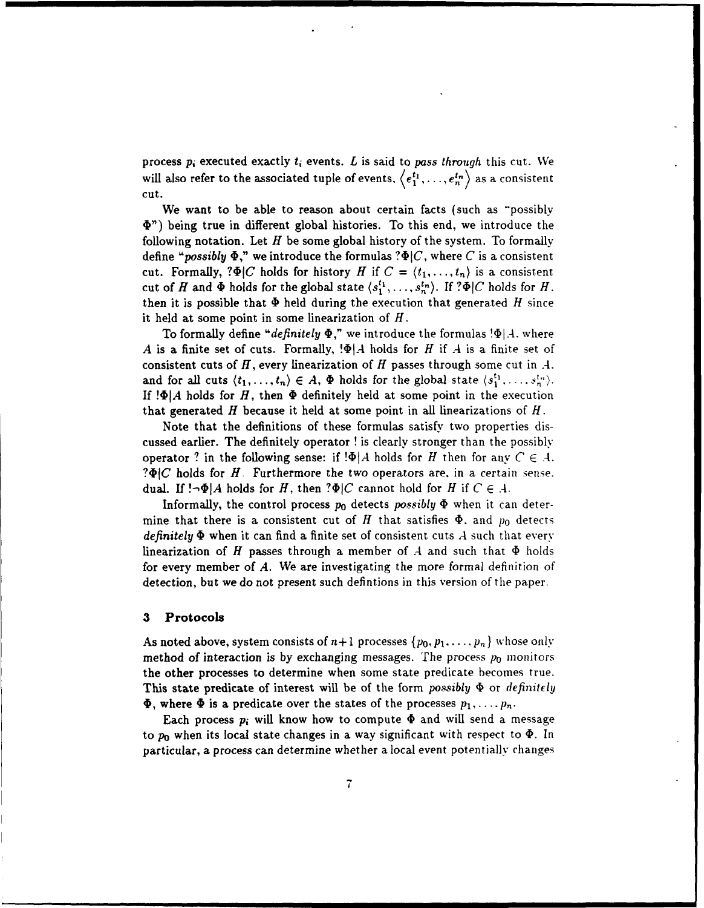process $p_i$ executed exactly $t_i$ events. $L$ is said to *pass through* this cut. We will also refer to the associated tuple of events, $\left\langle e_1^{t_1}, \ldots, e_n^{t_n} \right\rangle$ as a consistent cut.

We want to be able to reason about certain facts (such as "possibly $\Phi$") being true in different global histories. To this end, we introduce the following notation. Let $H$ be some global history of the system. To formally define "*possibly* $\Phi$," we introduce the formulas $?\Phi|C$, where $C$ is a consistent cut. Formally, $?\Phi|C$ holds for history $H$ if $C = \langle t_1, \ldots, t_n \rangle$ is a consistent cut of $H$ and $\Phi$ holds for the global state $\langle s_1^{t_1}, \ldots, s_n^{t_n} \rangle$. If $?\Phi|C$ holds for $H$, then it is possible that $\Phi$ held during the execution that generated $H$ since it held at some point in some linearization of $H$.

To formally define "*definitely* $\Phi$," we introduce the formulas $!\Phi|A$, where $A$ is a finite set of cuts. Formally, $!\Phi|A$ holds for $H$ if $A$ is a finite set of consistent cuts of $H$, every linearization of $H$ passes through some cut in $A$, and for all cuts $\langle t_1, \ldots, t_n \rangle \in A$, $\Phi$ holds for the global state $\langle s_1^{t_1}, \ldots, s_n^{t_n} \rangle$. If $!\Phi|A$ holds for $H$, then $\Phi$ definitely held at some point in the execution that generated $H$ because it held at some point in all linearizations of $H$.

Note that the definitions of these formulas satisfy two properties discussed earlier. The definitely operator ! is clearly stronger than the possibly operator ? in the following sense: if $!\Phi|A$ holds for $H$ then for any $C \in A$, $?\Phi|C$ holds for $H$. Furthermore the two operators are, in a certain sense, dual. If $!\neg\Phi|A$ holds for $H$, then $?\Phi|C$ cannot hold for $H$ if $C \in A$.

Informally, the control process $p_0$ detects *possibly* $\Phi$ when it can determine that there is a consistent cut of $H$ that satisfies $\Phi$, and $p_0$ detects *definitely* $\Phi$ when it can find a finite set of consistent cuts $A$ such that every linearization of $H$ passes through a member of $A$ and such that $\Phi$ holds for every member of $A$. We are investigating the more formal definition of detection, but we do not present such defintions in this version of the paper.

## 3 Protocols

As noted above, system consists of $n+1$ processes $\{p_0, p_1, \ldots, p_n\}$ whose only method of interaction is by exchanging messages. The process $p_0$ monitors the other processes to determine when some state predicate becomes true. This state predicate of interest will be of the form *possibly* $\Phi$ or *definitely* $\Phi$, where $\Phi$ is a predicate over the states of the processes $p_1, \ldots, p_n$.

Each process $p_i$ will know how to compute $\Phi$ and will send a message to $p_0$ when its local state changes in a way significant with respect to $\Phi$. In particular, a process can determine whether a local event potentially changes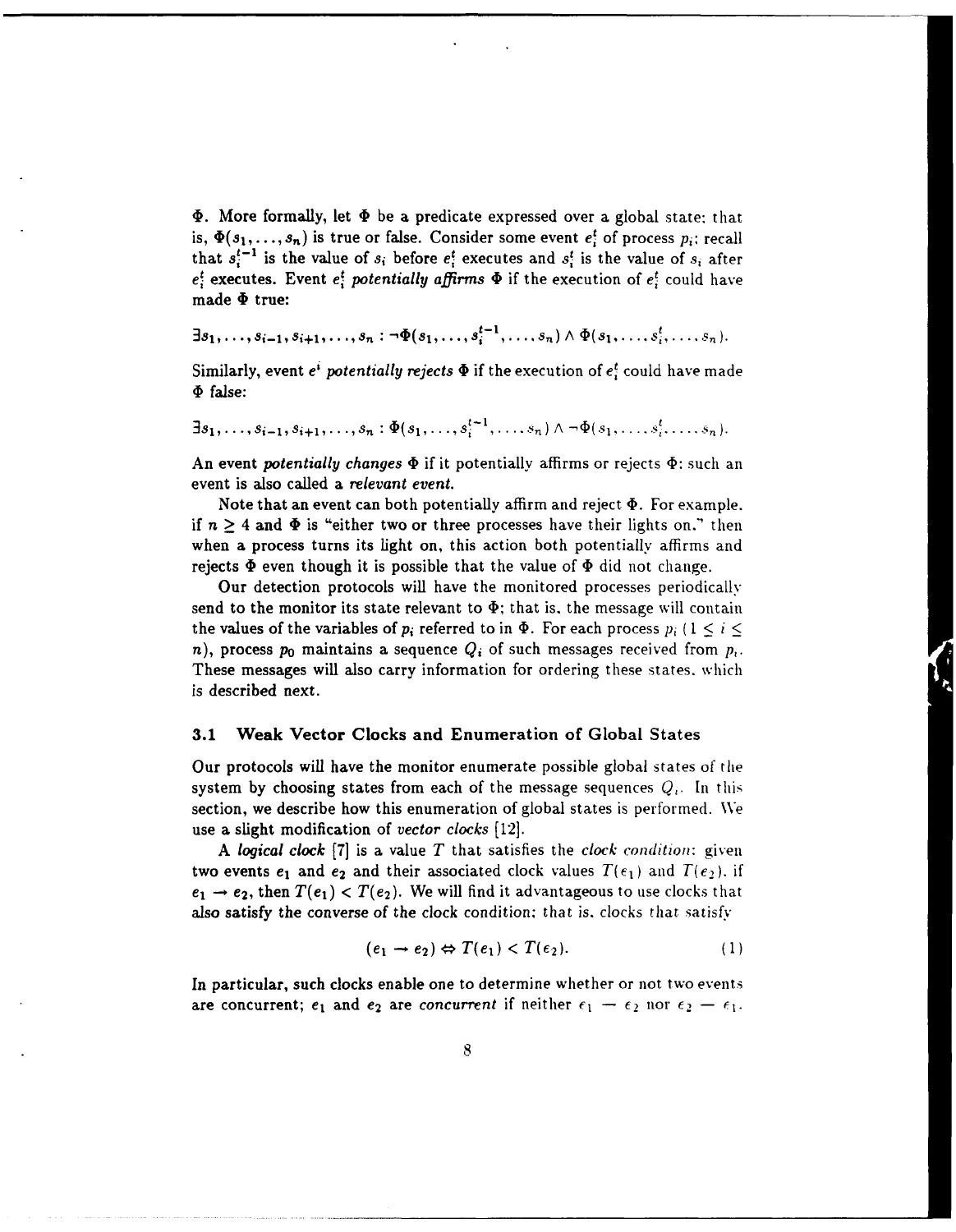$\Phi$. More formally, let $\Phi$ be a predicate expressed over a global state: that is, $\Phi(s_1, \ldots, s_n)$ is true or false. Consider some event $e_i^t$ of process $p_i$: recall that $s_i^{t-1}$ is the value of $s_i$ before $e_i^t$ executes and $s_i^t$ is the value of $s_i$ after $e_i^t$ executes. Event $e_i^t$ *potentially affirms* $\Phi$ if the execution of $e_i^t$ could have made $\Phi$ true:

$$\exists s_1, \ldots, s_{i-1}, s_{i+1}, \ldots, s_n : \neg\Phi(s_1, \ldots, s_i^{t-1}, \ldots, s_n) \wedge \Phi(s_1, \ldots, s_i^t, \ldots, s_n).$$

Similarly, event $e^i$ *potentially rejects* $\Phi$ if the execution of $e_i^t$ could have made $\Phi$ false:

$$\exists s_1, \ldots, s_{i-1}, s_{i+1}, \ldots, s_n : \Phi(s_1, \ldots, s_i^{t-1}, \ldots, s_n) \wedge \neg\Phi(s_1, \ldots, s_i^t, \ldots, s_n).$$

An event *potentially changes* $\Phi$ if it potentially affirms or rejects $\Phi$; such an event is also called a *relevant event.*

Note that an event can both potentially affirm and reject $\Phi$. For example, if $n \geq 4$ and $\Phi$ is "either two or three processes have their lights on," then when a process turns its light on, this action both potentially affirms and rejects $\Phi$ even though it is possible that the value of $\Phi$ did not change.

Our detection protocols will have the monitored processes periodically send to the monitor its state relevant to $\Phi$; that is, the message will contain the values of the variables of $p_i$ referred to in $\Phi$. For each process $p_i$ ($1 \leq i \leq n$), process $p_0$ maintains a sequence $Q_i$ of such messages received from $p_i$. These messages will also carry information for ordering these states, which is described next.

### 3.1 Weak Vector Clocks and Enumeration of Global States

Our protocols will have the monitor enumerate possible global states of the system by choosing states from each of the message sequences $Q_i$. In this section, we describe how this enumeration of global states is performed. We use a slight modification of *vector clocks* [12].

A *logical clock* [7] is a value $T$ that satisfies the *clock condition*: given two events $e_1$ and $e_2$ and their associated clock values $T(e_1)$ and $T(e_2)$, if $e_1 \rightarrow e_2$, then $T(e_1) < T(e_2)$. We will find it advantageous to use clocks that also satisfy the converse of the clock condition; that is, clocks that satisfy

$$(e_1 \rightarrow e_2) \Leftrightarrow T(e_1) < T(e_2). \tag{1}$$

In particular, such clocks enable one to determine whether or not two events are concurrent; $e_1$ and $e_2$ are *concurrent* if neither $e_1 \rightarrow e_2$ nor $e_2 \rightarrow e_1$.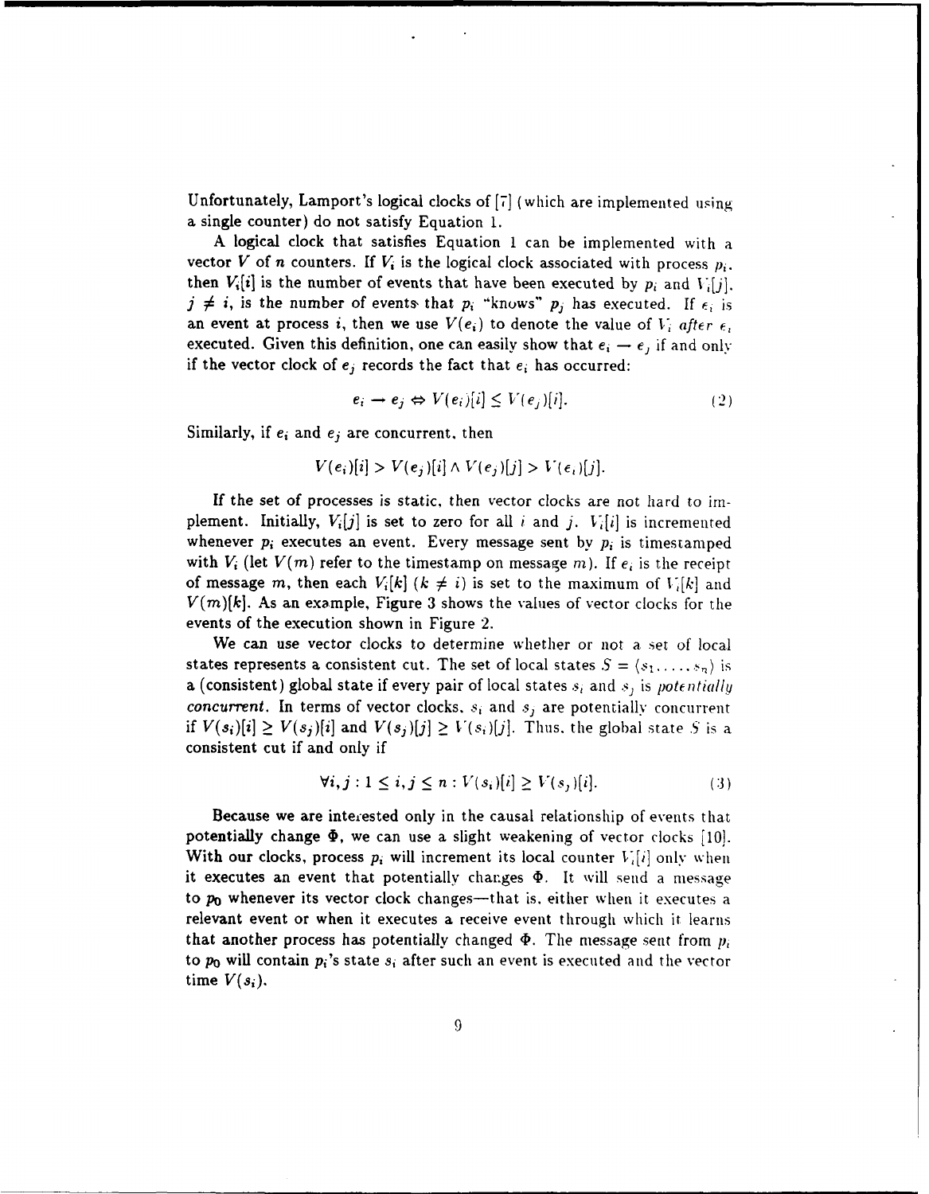Unfortunately, Lamport's logical clocks of [7] (which are implemented using a single counter) do not satisfy Equation 1.

A logical clock that satisfies Equation 1 can be implemented with a vector $V$ of $n$ counters. If $V_i$ is the logical clock associated with process $p_i$, then $V_i[i]$ is the number of events that have been executed by $p_i$ and $V_i[j]$, $j \neq i$, is the number of events that $p_i$ "knows" $p_j$ has executed. If $e_i$ is an event at process $i$, then we use $V(e_i)$ to denote the value of $V_i$ *after* $e_i$ executed. Given this definition, one can easily show that $e_i \rightarrow e_j$ if and only if the vector clock of $e_j$ records the fact that $e_i$ has occurred:

$$e_i \rightarrow e_j \Leftrightarrow V(e_i)[i] \leq V(e_j)[i]. \tag{2}$$

Similarly, if $e_i$ and $e_j$ are concurrent, then

$$V(e_i)[i] > V(e_j)[i] \wedge V(e_j)[j] > V(e_i)[j].$$

If the set of processes is static, then vector clocks are not hard to implement. Initially, $V_i[j]$ is set to zero for all $i$ and $j$. $V_i[i]$ is incremented whenever $p_i$ executes an event. Every message sent by $p_i$ is timestamped with $V_i$ (let $V(m)$ refer to the timestamp on message $m$). If $e_i$ is the receipt of message $m$, then each $V_i[k]$ ($k \neq i$) is set to the maximum of $V_i[k]$ and $V(m)[k]$. As an example, Figure 3 shows the values of vector clocks for the events of the execution shown in Figure 2.

We can use vector clocks to determine whether or not a set of local states represents a consistent cut. The set of local states $S = (s_1, \ldots, s_n)$ is a (consistent) global state if every pair of local states $s_i$ and $s_j$ is *potentially concurrent*. In terms of vector clocks, $s_i$ and $s_j$ are potentially concurrent if $V(s_i)[i] \geq V(s_j)[i]$ and $V(s_j)[j] \geq V(s_i)[j]$. Thus, the global state $S$ is a consistent cut if and only if

$$\forall i, j : 1 \leq i, j \leq n : V(s_i)[i] \geq V(s_j)[i]. \tag{3}$$

Because we are interested only in the causal relationship of events that potentially change $\Phi$, we can use a slight weakening of vector clocks [10]. With our clocks, process $p_i$ will increment its local counter $V_i[i]$ only when it executes an event that potentially changes $\Phi$. It will send a message to $p_0$ whenever its vector clock changes—that is, either when it executes a relevant event or when it executes a receive event through which it learns that another process has potentially changed $\Phi$. The message sent from $p_i$ to $p_0$ will contain $p_i$'s state $s_i$ after such an event is executed and the vector time $V(s_i)$.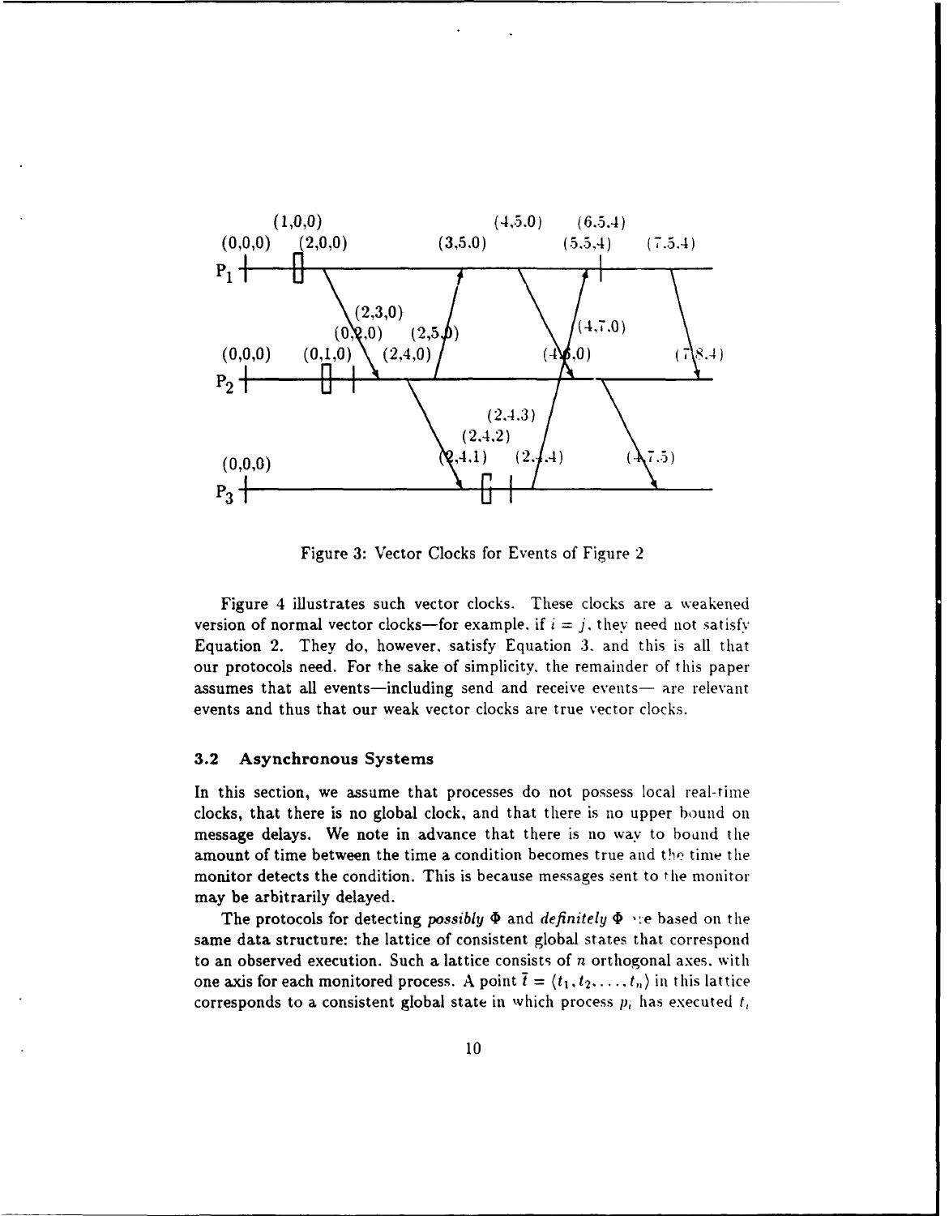Figure 3: Vector Clocks for Events of Figure 2

Figure 4 illustrates such vector clocks. These clocks are a weakened version of normal vector clocks—for example, if $i = j$, they need not satisfy Equation 2. They do, however, satisfy Equation 3, and this is all that our protocols need. For the sake of simplicity, the remainder of this paper assumes that all events—including send and receive events— are relevant events and thus that our weak vector clocks are true vector clocks.

### 3.2 Asynchronous Systems

In this section, we assume that processes do not possess local real-time clocks, that there is no global clock, and that there is no upper bound on message delays. We note in advance that there is no way to bound the amount of time between the time a condition becomes true and the time the monitor detects the condition. This is because messages sent to the monitor may be arbitrarily delayed.

The protocols for detecting *possibly* $\Phi$ and *definitely* $\Phi$ are based on the same data structure: the lattice of consistent global states that correspond to an observed execution. Such a lattice consists of $n$ orthogonal axes, with one axis for each monitored process. A point $\bar{t} = \langle t_1, t_2, \ldots, t_n \rangle$ in this lattice corresponds to a consistent global state in which process $p_i$ has executed $t_i$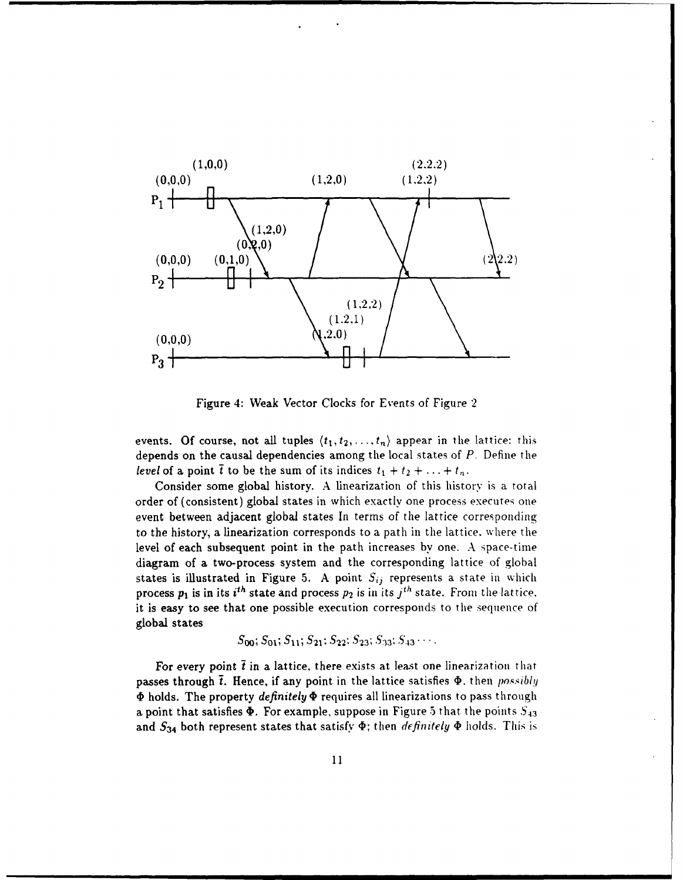Figure 4: Weak Vector Clocks for Events of Figure 2

events. Of course, not all tuples $\langle t_1, t_2, \ldots, t_n \rangle$ appear in the lattice: this depends on the causal dependencies among the local states of $P$. Define the *level* of a point $\bar{t}$ to be the sum of its indices $t_1 + t_2 + \ldots + t_n$.

Consider some global history. A linearization of this history is a total order of (consistent) global states in which exactly one process executes one event between adjacent global states In terms of the lattice corresponding to the history, a linearization corresponds to a path in the lattice, where the level of each subsequent point in the path increases by one. A space-time diagram of a two-process system and the corresponding lattice of global states is illustrated in Figure 5. A point $S_{ij}$ represents a state in which process $p_1$ is in its $i^{th}$ state and process $p_2$ is in its $j^{th}$ state. From the lattice, it is easy to see that one possible execution corresponds to the sequence of global states

$$S_{00}; S_{01}; S_{11}; S_{21}; S_{22}; S_{23}; S_{33}; S_{43} \cdots.$$

For every point $\bar{t}$ in a lattice, there exists at least one linearization that passes through $\bar{t}$. Hence, if any point in the lattice satisfies $\Phi$, then *possibly* $\Phi$ holds. The property *definitely* $\Phi$ requires all linearizations to pass through a point that satisfies $\Phi$. For example, suppose in Figure 5 that the points $S_{43}$ and $S_{34}$ both represent states that satisfy $\Phi$; then *definitely* $\Phi$ holds. This is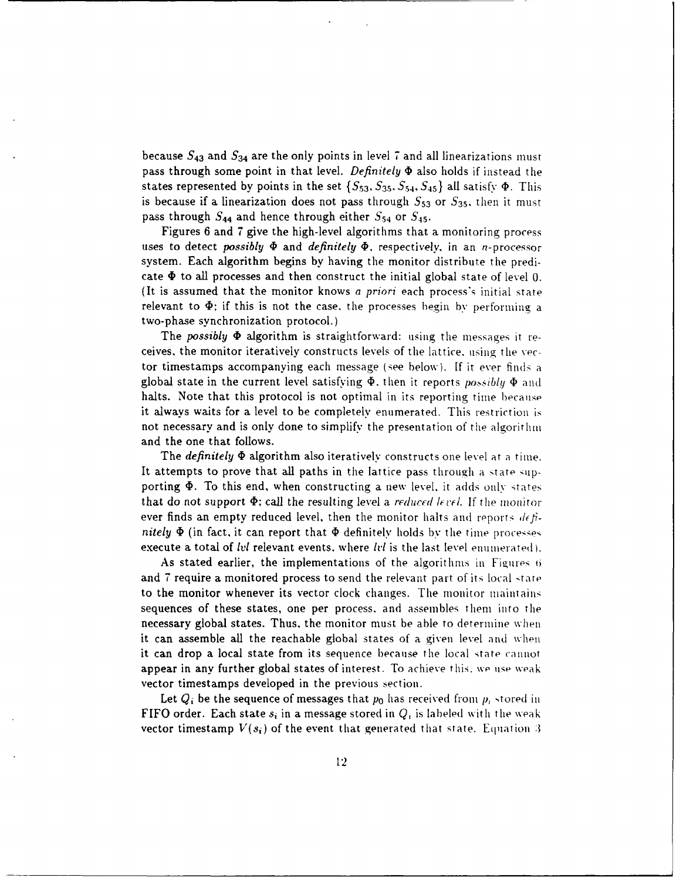because $S_{43}$ and $S_{34}$ are the only points in level 7 and all linearizations must pass through some point in that level. *Definitely* $\Phi$ also holds if instead the states represented by points in the set $\{S_{53}, S_{35}, S_{54}, S_{45}\}$ all satisfy $\Phi$. This is because if a linearization does not pass through $S_{53}$ or $S_{35}$, then it must pass through $S_{44}$ and hence through either $S_{54}$ or $S_{45}$.

Figures 6 and 7 give the high-level algorithms that a monitoring process uses to detect *possibly* $\Phi$ and *definitely* $\Phi$, respectively, in an $n$-processor system. Each algorithm begins by having the monitor distribute the predicate $\Phi$ to all processes and then construct the initial global state of level 0. (It is assumed that the monitor knows *a priori* each process's initial state relevant to $\Phi$; if this is not the case, the processes begin by performing a two-phase synchronization protocol.)

The *possibly* $\Phi$ algorithm is straightforward: using the messages it receives, the monitor iteratively constructs levels of the lattice, using the vector timestamps accompanying each message (see below). If it ever finds a global state in the current level satisfying $\Phi$, then it reports *possibly* $\Phi$ and halts. Note that this protocol is not optimal in its reporting time because it always waits for a level to be completely enumerated. This restriction is not necessary and is only done to simplify the presentation of the algorithm and the one that follows.

The *definitely* $\Phi$ algorithm also iteratively constructs one level at a time. It attempts to prove that all paths in the lattice pass through a state supporting $\Phi$. To this end, when constructing a new level, it adds only states that do not support $\Phi$; call the resulting level a *reduced level*. If the monitor ever finds an empty reduced level, then the monitor halts and reports *definitely* $\Phi$ (in fact, it can report that $\Phi$ definitely holds by the time processes execute a total of *lvl* relevant events, where *lvl* is the last level enumerated).

As stated earlier, the implementations of the algorithms in Figures 6 and 7 require a monitored process to send the relevant part of its local state to the monitor whenever its vector clock changes. The monitor maintains sequences of these states, one per process, and assembles them into the necessary global states. Thus, the monitor must be able to determine when it can assemble all the reachable global states of a given level and when it can drop a local state from its sequence because the local state cannot appear in any further global states of interest. To achieve this, we use weak vector timestamps developed in the previous section.

Let $Q_i$ be the sequence of messages that $p_0$ has received from $p_i$ stored in FIFO order. Each state $s_i$ in a message stored in $Q_i$ is labeled with the weak vector timestamp $V(s_i)$ of the event that generated that state. Equation 3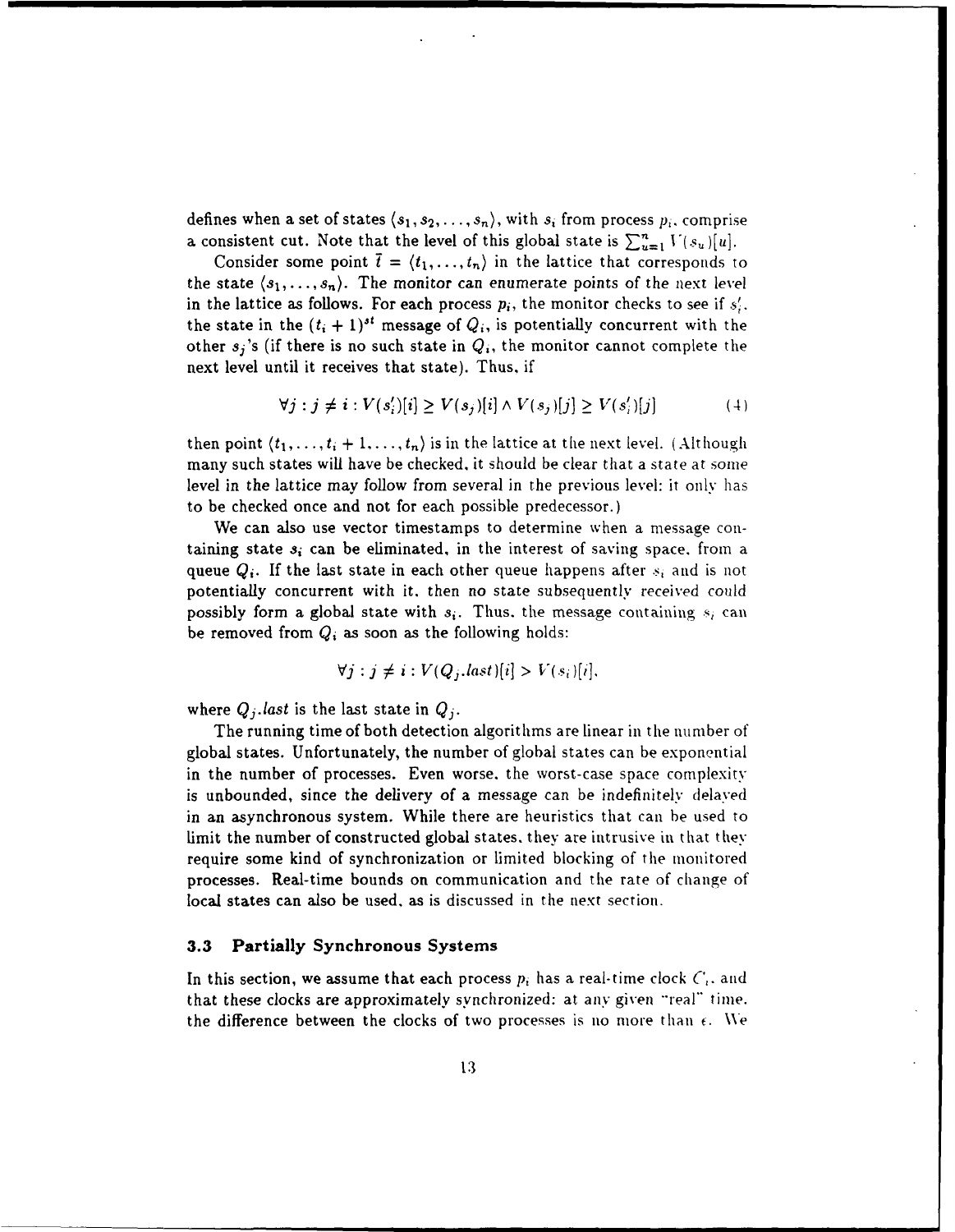defines when a set of states $\langle s_1, s_2, \ldots, s_n \rangle$, with $s_i$ from process $p_i$, comprise a consistent cut. Note that the level of this global state is $\sum_{u=1}^{n} V(s_u)[u]$.

Consider some point $\bar{t} = \langle t_1, \ldots, t_n \rangle$ in the lattice that corresponds to the state $\langle s_1, \ldots, s_n \rangle$. The monitor can enumerate points of the next level in the lattice as follows. For each process $p_i$, the monitor checks to see if $s_i'$, the state in the $(t_i + 1)^{st}$ message of $Q_i$, is potentially concurrent with the other $s_j$'s (if there is no such state in $Q_i$, the monitor cannot complete the next level until it receives that state). Thus, if

$$\forall j : j \neq i : V(s_i')[i] \geq V(s_j)[i] \wedge V(s_j)[j] \geq V(s_i')[j] \tag{4}$$

then point $\langle t_1, \ldots, t_i + 1, \ldots, t_n \rangle$ is in the lattice at the next level. (Although many such states will have be checked, it should be clear that a state at some level in the lattice may follow from several in the previous level: it only has to be checked once and not for each possible predecessor.)

We can also use vector timestamps to determine when a message containing state $s_i$ can be eliminated, in the interest of saving space, from a queue $Q_i$. If the last state in each other queue happens after $s_i$ and is not potentially concurrent with it, then no state subsequently received could possibly form a global state with $s_i$. Thus, the message containing $s_i$ can be removed from $Q_i$ as soon as the following holds:

$$\forall j : j \neq i : V(Q_j.last)[i] > V(s_i)[i],$$

where $Q_j.last$ is the last state in $Q_j$.

The running time of both detection algorithms are linear in the number of global states. Unfortunately, the number of global states can be exponential in the number of processes. Even worse, the worst-case space complexity is unbounded, since the delivery of a message can be indefinitely delayed in an asynchronous system. While there are heuristics that can be used to limit the number of constructed global states, they are intrusive in that they require some kind of synchronization or limited blocking of the monitored processes. Real-time bounds on communication and the rate of change of local states can also be used, as is discussed in the next section.

### 3.3 Partially Synchronous Systems

In this section, we assume that each process $p_i$ has a real-time clock $C_i$, and that these clocks are approximately synchronized: at any given "real" time, the difference between the clocks of two processes is no more than $\epsilon$. We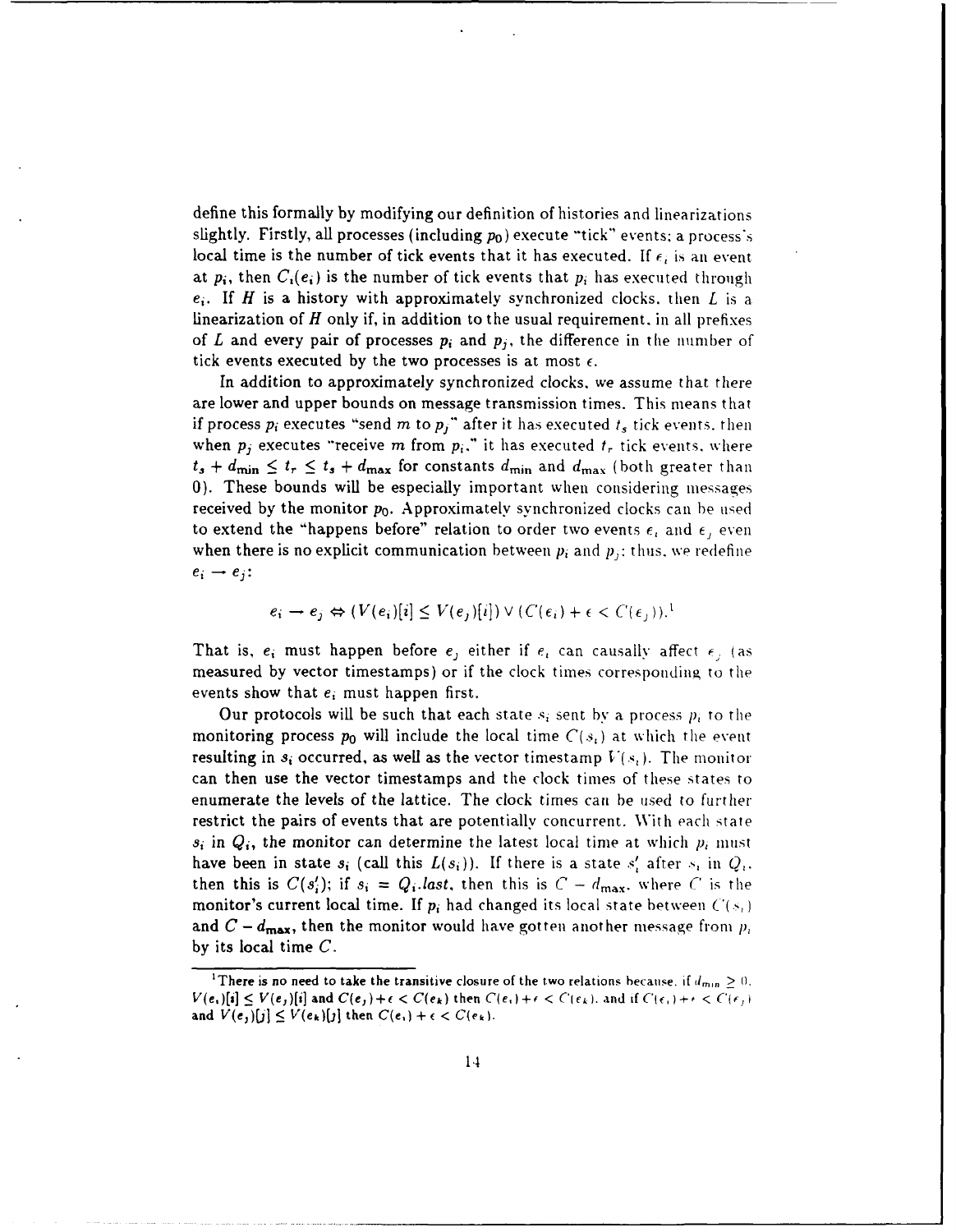define this formally by modifying our definition of histories and linearizations slightly. Firstly, all processes (including $p_0$) execute "tick" events; a process's local time is the number of tick events that it has executed. If $e_i$ is an event at $p_i$, then $C_i(e_i)$ is the number of tick events that $p_i$ has executed through $e_i$. If $H$ is a history with approximately synchronized clocks, then $L$ is a linearization of $H$ only if, in addition to the usual requirement, in all prefixes of $L$ and every pair of processes $p_i$ and $p_j$, the difference in the number of tick events executed by the two processes is at most $\epsilon$.

In addition to approximately synchronized clocks, we assume that there are lower and upper bounds on message transmission times. This means that if process $p_i$ executes "send $m$ to $p_j$" after it has executed $t_s$ tick events, then when $p_j$ executes "receive $m$ from $p_i$," it has executed $t_r$ tick events, where $t_s + d_{\min} \leq t_r \leq t_s + d_{\max}$ for constants $d_{\min}$ and $d_{\max}$ (both greater than 0). These bounds will be especially important when considering messages received by the monitor $p_0$. Approximately synchronized clocks can be used to extend the "happens before" relation to order two events $e_i$ and $e_j$ even when there is no explicit communication between $p_i$ and $p_j$; thus, we redefine $e_i \rightarrow e_j$:

$$e_i \rightarrow e_j \Leftrightarrow (V(e_i)[i] \leq V(e_j)[i]) \vee (C(e_i) + \epsilon < C(e_j)).[1]$$

That is, $e_i$ must happen before $e_j$ either if $e_i$ can causally affect $e_j$ (as measured by vector timestamps) or if the clock times corresponding to the events show that $e_i$ must happen first.

Our protocols will be such that each state $s_i$ sent by a process $p_i$ to the monitoring process $p_0$ will include the local time $C(s_i)$ at which the event resulting in $s_i$ occurred, as well as the vector timestamp $V(s_i)$. The monitor can then use the vector timestamps and the clock times of these states to enumerate the levels of the lattice. The clock times can be used to further restrict the pairs of events that are potentially concurrent. With each state $s_i$ in $Q_i$, the monitor can determine the latest local time at which $p_i$ must have been in state $s_i$ (call this $L(s_i)$). If there is a state $s_i'$ after $s_i$ in $Q_i$, then this is $C(s_i')$; if $s_i = Q_i.last$, then this is $C - d_{\max}$, where $C$ is the monitor's current local time. If $p_i$ had changed its local state between $C(s_i)$ and $C - d_{\max}$, then the monitor would have gotten another message from $p_i$ by its local time $C$.

---

[1] There is no need to take the transitive closure of the two relations because, if $d_{\min} \geq 0$, $V(e_i)[i] \leq V(e_j)[i]$ and $C(e_j) + \epsilon < C(e_k)$ then $C(e_i) + \epsilon < C(e_k)$, and if $C(e_i) + \epsilon < C(e_j)$ and $V(e_j)[j] \leq V(e_k)[j]$ then $C(e_i) + \epsilon < C(e_k)$.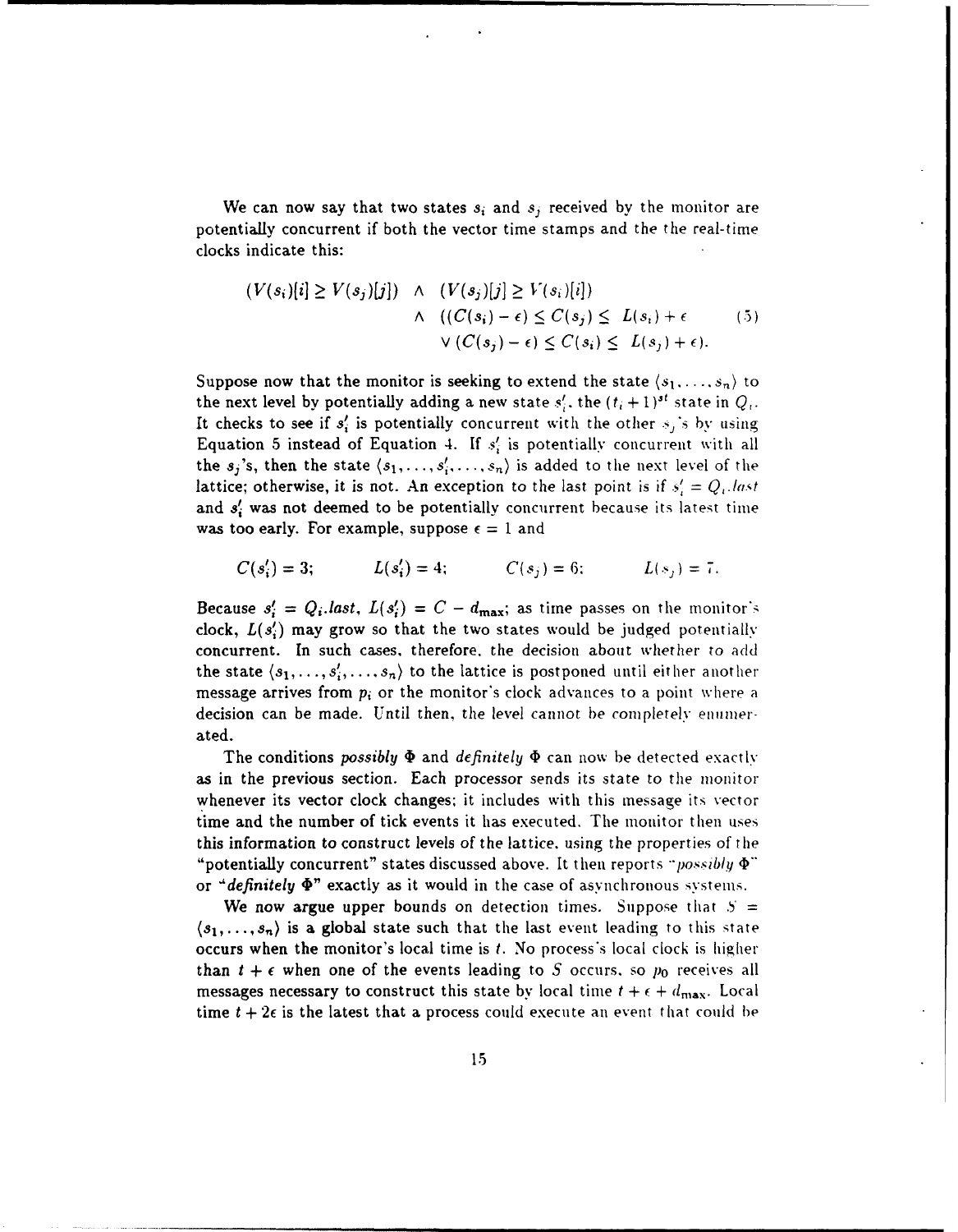We can now say that two states $s_i$ and $s_j$ received by the monitor are potentially concurrent if both the vector time stamps and the the real-time clocks indicate this:

$$
\begin{aligned}
(V(s_i)[i] \geq V(s_j)[j]) \;\; &\wedge \;\; (V(s_j)[j] \geq V(s_i)[i]) \\
&\wedge \;\; ((C(s_i) - \epsilon) \leq C(s_j) \leq \; L(s_i) + \epsilon \qquad (5) \\
&\quad \vee (C(s_j) - \epsilon) \leq C(s_i) \leq \; L(s_j) + \epsilon).
\end{aligned}
$$

Suppose now that the monitor is seeking to extend the state $\langle s_1, \ldots, s_n \rangle$ to the next level by potentially adding a new state $s_i'$, the $(t_i + 1)^{st}$ state in $Q_i$. It checks to see if $s_i'$ is potentially concurrent with the other $s_j$'s by using Equation 5 instead of Equation 4. If $s_i'$ is potentially concurrent with all the $s_j$'s, then the state $\langle s_1, \ldots, s_i', \ldots, s_n \rangle$ is added to the next level of the lattice; otherwise, it is not. An exception to the last point is if $s_i' = Q_i.last$ and $s_i'$ was not deemed to be potentially concurrent because its latest time was too early. For example, suppose $\epsilon = 1$ and

$$
C(s_i') = 3; \qquad L(s_i') = 4; \qquad C(s_j) = 6; \qquad L(s_j) = 7.
$$

Because $s_i' = Q_i.last$, $L(s_i') = C - d_{\max}$; as time passes on the monitor's clock, $L(s_i')$ may grow so that the two states would be judged potentially concurrent. In such cases, therefore, the decision about whether to add the state $\langle s_1, \ldots, s_i', \ldots, s_n \rangle$ to the lattice is postponed until either another message arrives from $p_i$ or the monitor's clock advances to a point where a decision can be made. Until then, the level cannot be completely enumerated.

The conditions *possibly* $\Phi$ and *definitely* $\Phi$ can now be detected exactly as in the previous section. Each processor sends its state to the monitor whenever its vector clock changes; it includes with this message its vector time and the number of tick events it has executed. The monitor then uses this information to construct levels of the lattice, using the properties of the "potentially concurrent" states discussed above. It then reports "*possibly* $\Phi$" or "*definitely* $\Phi$" exactly as it would in the case of asynchronous systems.

We now argue upper bounds on detection times. Suppose that $S = \langle s_1, \ldots, s_n \rangle$ is a global state such that the last event leading to this state occurs when the monitor's local time is $t$. No process's local clock is higher than $t + \epsilon$ when one of the events leading to $S$ occurs, so $p_0$ receives all messages necessary to construct this state by local time $t + \epsilon + d_{\max}$. Local time $t + 2\epsilon$ is the latest that a process could execute an event that could be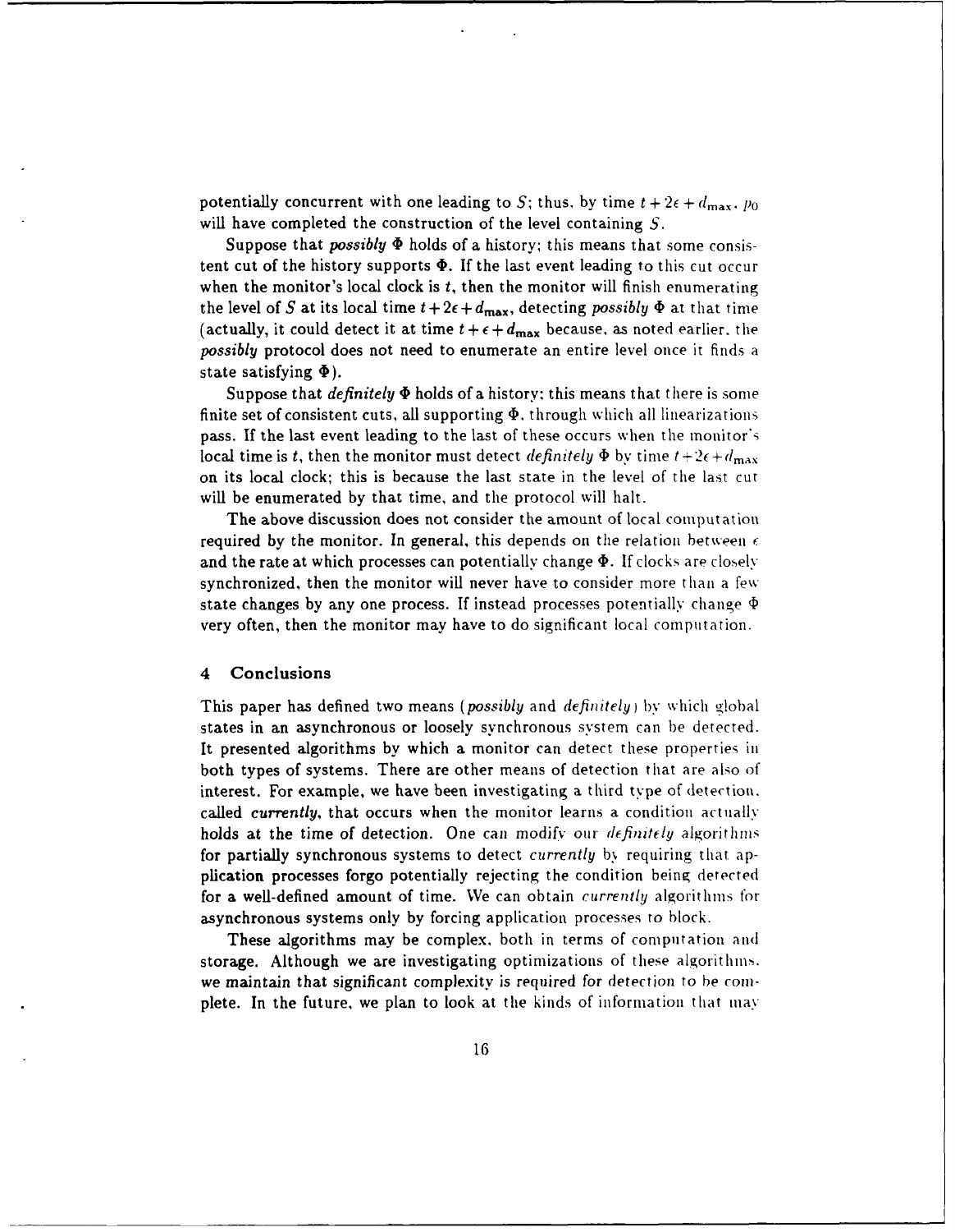potentially concurrent with one leading to $S$; thus, by time $t + 2\epsilon + d_{\mathbf{max}}$, $p_0$ will have completed the construction of the level containing $S$.

Suppose that *possibly* $\Phi$ holds of a history; this means that some consistent cut of the history supports $\Phi$. If the last event leading to this cut occur when the monitor's local clock is $t$, then the monitor will finish enumerating the level of $S$ at its local time $t + 2\epsilon + d_{\mathbf{max}}$, detecting *possibly* $\Phi$ at that time (actually, it could detect it at time $t + \epsilon + d_{\mathbf{max}}$ because, as noted earlier, the *possibly* protocol does not need to enumerate an entire level once it finds a state satisfying $\Phi$).

Suppose that *definitely* $\Phi$ holds of a history; this means that there is some finite set of consistent cuts, all supporting $\Phi$, through which all linearizations pass. If the last event leading to the last of these occurs when the monitor's local time is $t$, then the monitor must detect *definitely* $\Phi$ by time $t + 2\epsilon + d_{\mathbf{max}}$ on its local clock; this is because the last state in the level of the last cut will be enumerated by that time, and the protocol will halt.

The above discussion does not consider the amount of local computation required by the monitor. In general, this depends on the relation between $\epsilon$ and the rate at which processes can potentially change $\Phi$. If clocks are closely synchronized, then the monitor will never have to consider more than a few state changes by any one process. If instead processes potentially change $\Phi$ very often, then the monitor may have to do significant local computation.

## 4 Conclusions

This paper has defined two means (*possibly* and *definitely*) by which global states in an asynchronous or loosely synchronous system can be detected. It presented algorithms by which a monitor can detect these properties in both types of systems. There are other means of detection that are also of interest. For example, we have been investigating a third type of detection, called *currently*, that occurs when the monitor learns a condition actually holds at the time of detection. One can modify our *definitely* algorithms for partially synchronous systems to detect *currently* by requiring that application processes forgo potentially rejecting the condition being detected for a well-defined amount of time. We can obtain *currently* algorithms for asynchronous systems only by forcing application processes to block.

These algorithms may be complex, both in terms of computation and storage. Although we are investigating optimizations of these algorithms, we maintain that significant complexity is required for detection to be complete. In the future, we plan to look at the kinds of information that may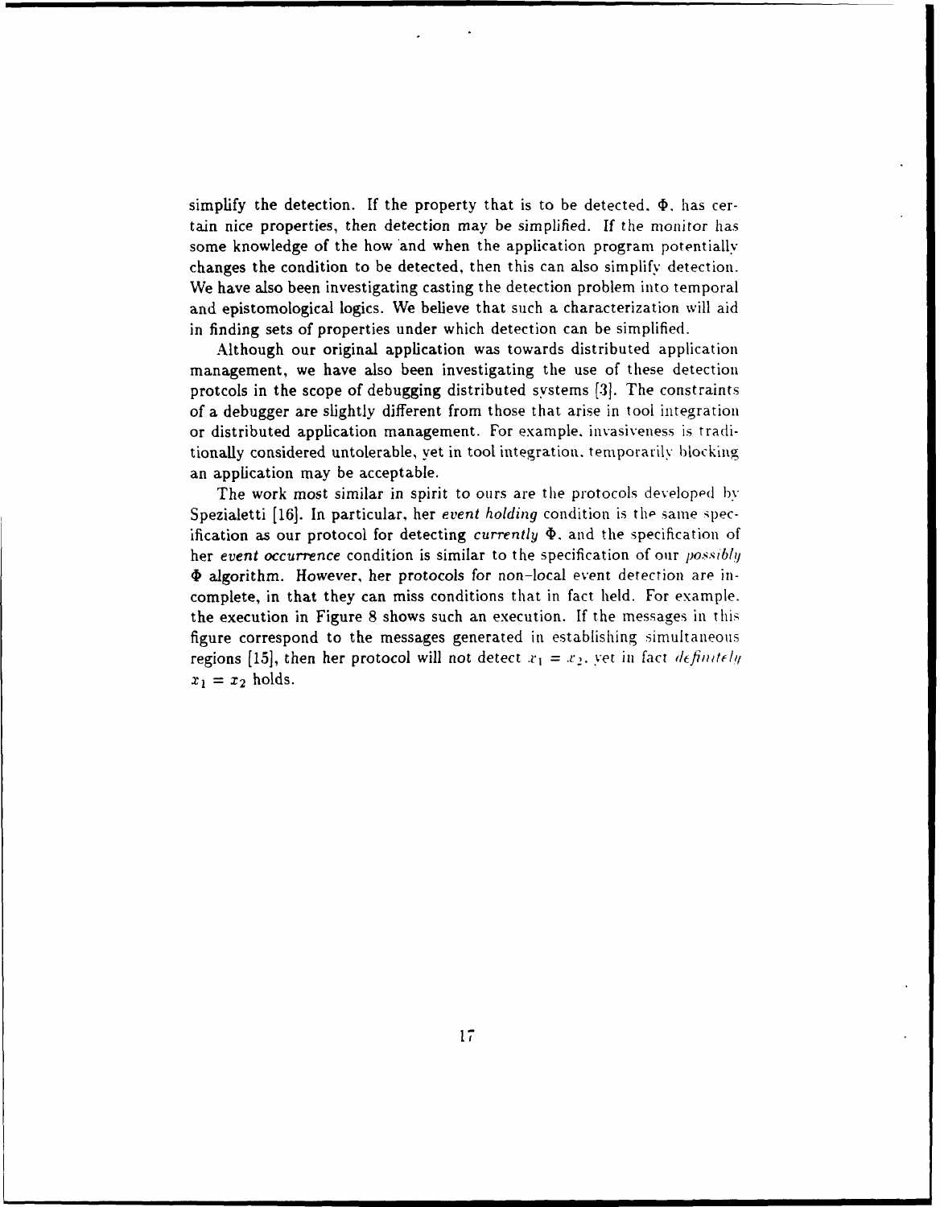simplify the detection. If the property that is to be detected, $\Phi$, has certain nice properties, then detection may be simplified. If the monitor has some knowledge of the how and when the application program potentially changes the condition to be detected, then this can also simplify detection. We have also been investigating casting the detection problem into temporal and epistomological logics. We believe that such a characterization will aid in finding sets of properties under which detection can be simplified.

Although our original application was towards distributed application management, we have also been investigating the use of these detection protcols in the scope of debugging distributed systems [3]. The constraints of a debugger are slightly different from those that arise in tool integration or distributed application management. For example, invasiveness is traditionally considered untolerable, yet in tool integration, temporarily blocking an application may be acceptable.

The work most similar in spirit to ours are the protocols developed by Spezialetti [16]. In particular, her *event holding* condition is the same specification as our protocol for detecting *currently* $\Phi$, and the specification of her *event occurrence* condition is similar to the specification of our *possibly* $\Phi$ algorithm. However, her protocols for non-local event detection are incomplete, in that they can miss conditions that in fact held. For example, the execution in Figure 8 shows such an execution. If the messages in this figure correspond to the messages generated in establishing simultaneous regions [15], then her protocol will not detect $x_1 = x_2$, yet in fact *definitely* $x_1 = x_2$ holds.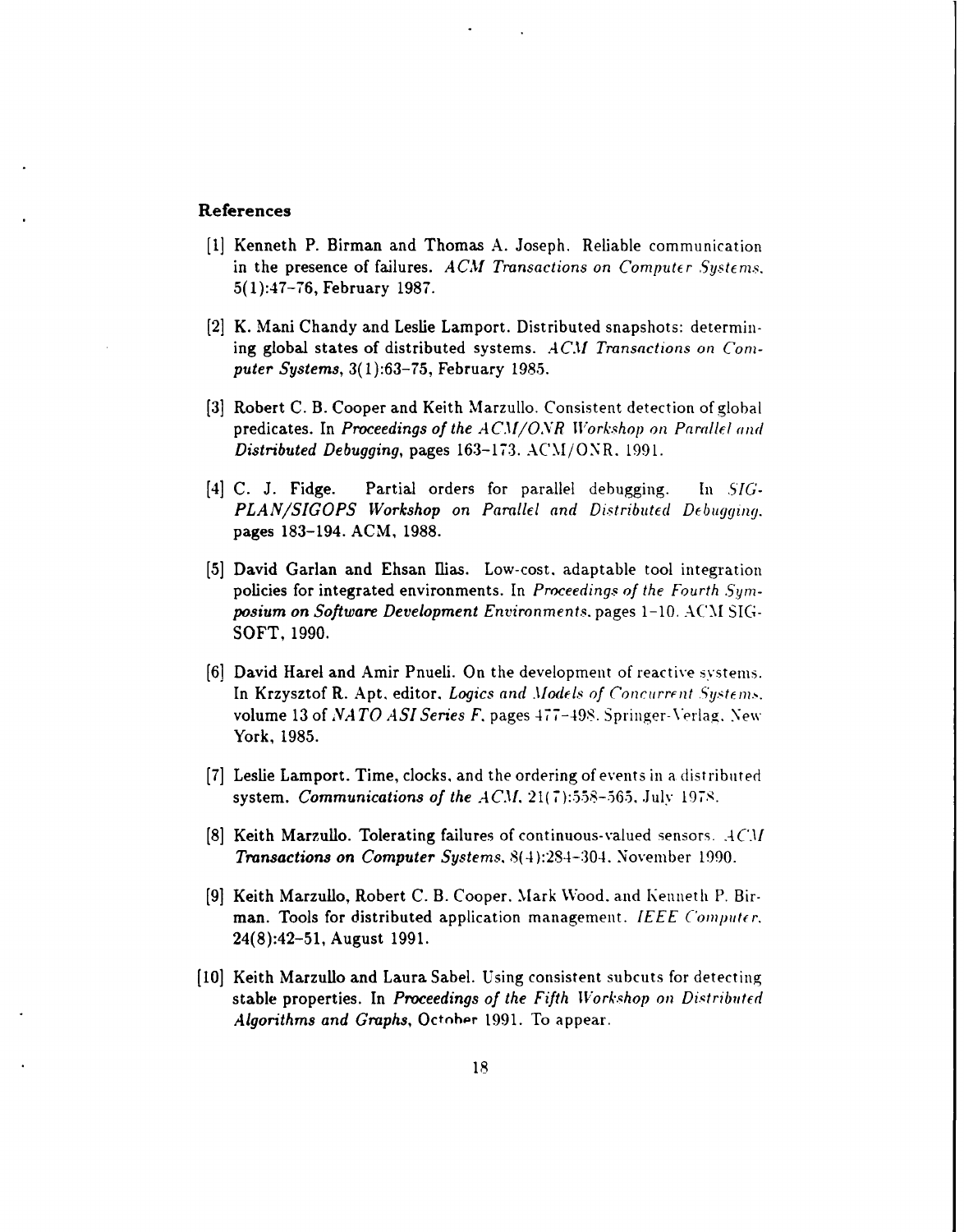## References

[1] Kenneth P. Birman and Thomas A. Joseph. Reliable communication in the presence of failures. *ACM Transactions on Computer Systems*, 5(1):47–76, February 1987.

[2] K. Mani Chandy and Leslie Lamport. Distributed snapshots: determining global states of distributed systems. *ACM Transactions on Computer Systems*, 3(1):63–75, February 1985.

[3] Robert C. B. Cooper and Keith Marzullo. Consistent detection of global predicates. In *Proceedings of the ACM/ONR Workshop on Parallel and Distributed Debugging*, pages 163–173. ACM/ONR, 1991.

[4] C. J. Fidge. Partial orders for parallel debugging. In *SIGPLAN/SIGOPS Workshop on Parallel and Distributed Debugging*, pages 183–194. ACM, 1988.

[5] David Garlan and Ehsan Ilias. Low-cost, adaptable tool integration policies for integrated environments. In *Proceedings of the Fourth Symposium on Software Development Environments*, pages 1–10. ACM SIGSOFT, 1990.

[6] David Harel and Amir Pnueli. On the development of reactive systems. In Krzysztof R. Apt, editor, *Logics and Models of Concurrent Systems*, volume 13 of *NATO ASI Series F*, pages 477–498. Springer-Verlag, New York, 1985.

[7] Leslie Lamport. Time, clocks, and the ordering of events in a distributed system. *Communications of the ACM*, 21(7):558–565, July 1978.

[8] Keith Marzullo. Tolerating failures of continuous-valued sensors. *ACM Transactions on Computer Systems*, 8(4):284–304, November 1990.

[9] Keith Marzullo, Robert C. B. Cooper, Mark Wood, and Kenneth P. Birman. Tools for distributed application management. *IEEE Computer*, 24(8):42–51, August 1991.

[10] Keith Marzullo and Laura Sabel. Using consistent subcuts for detecting stable properties. In *Proceedings of the Fifth Workshop on Distributed Algorithms and Graphs*, October 1991. To appear.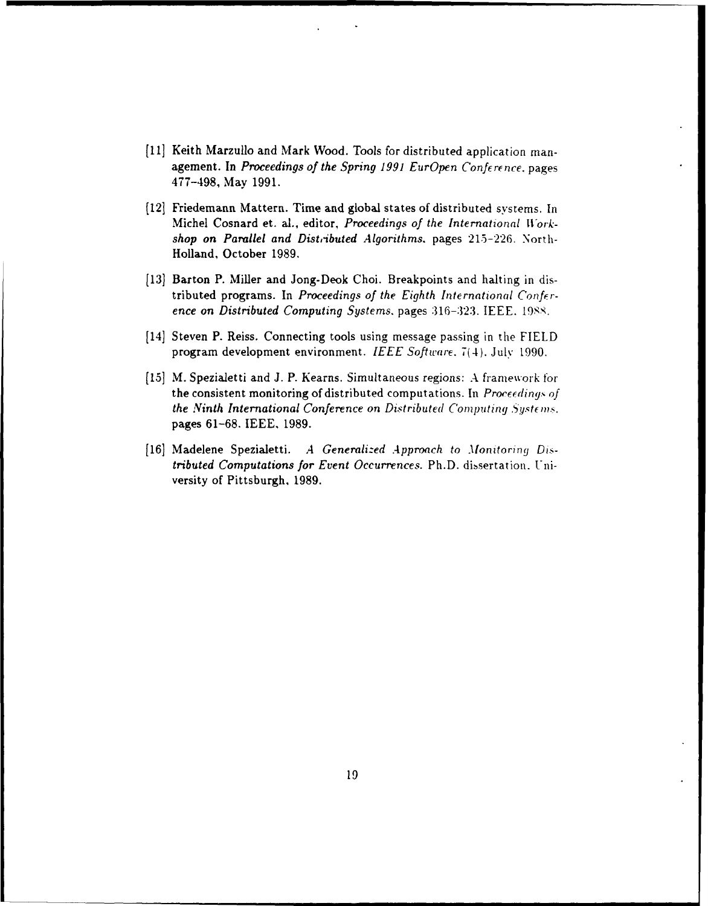[11] Keith Marzullo and Mark Wood. Tools for distributed application management. In *Proceedings of the Spring 1991 EurOpen Conference*, pages 477–498, May 1991.

[12] Friedemann Mattern. Time and global states of distributed systems. In Michel Cosnard et. al., editor, *Proceedings of the International Workshop on Parallel and Distributed Algorithms*, pages 215–226. North-Holland, October 1989.

[13] Barton P. Miller and Jong-Deok Choi. Breakpoints and halting in distributed programs. In *Proceedings of the Eighth International Conference on Distributed Computing Systems*, pages 316–323. IEEE, 1988.

[14] Steven P. Reiss. Connecting tools using message passing in the FIELD program development environment. *IEEE Software*, 7(4), July 1990.

[15] M. Spezialetti and J. P. Kearns. Simultaneous regions: A framework for the consistent monitoring of distributed computations. In *Proceedings of the Ninth International Conference on Distributed Computing Systems*, pages 61–68. IEEE, 1989.

[16] Madelene Spezialetti. *A Generalized Approach to Monitoring Distributed Computations for Event Occurrences*. Ph.D. dissertation, University of Pittsburgh, 1989.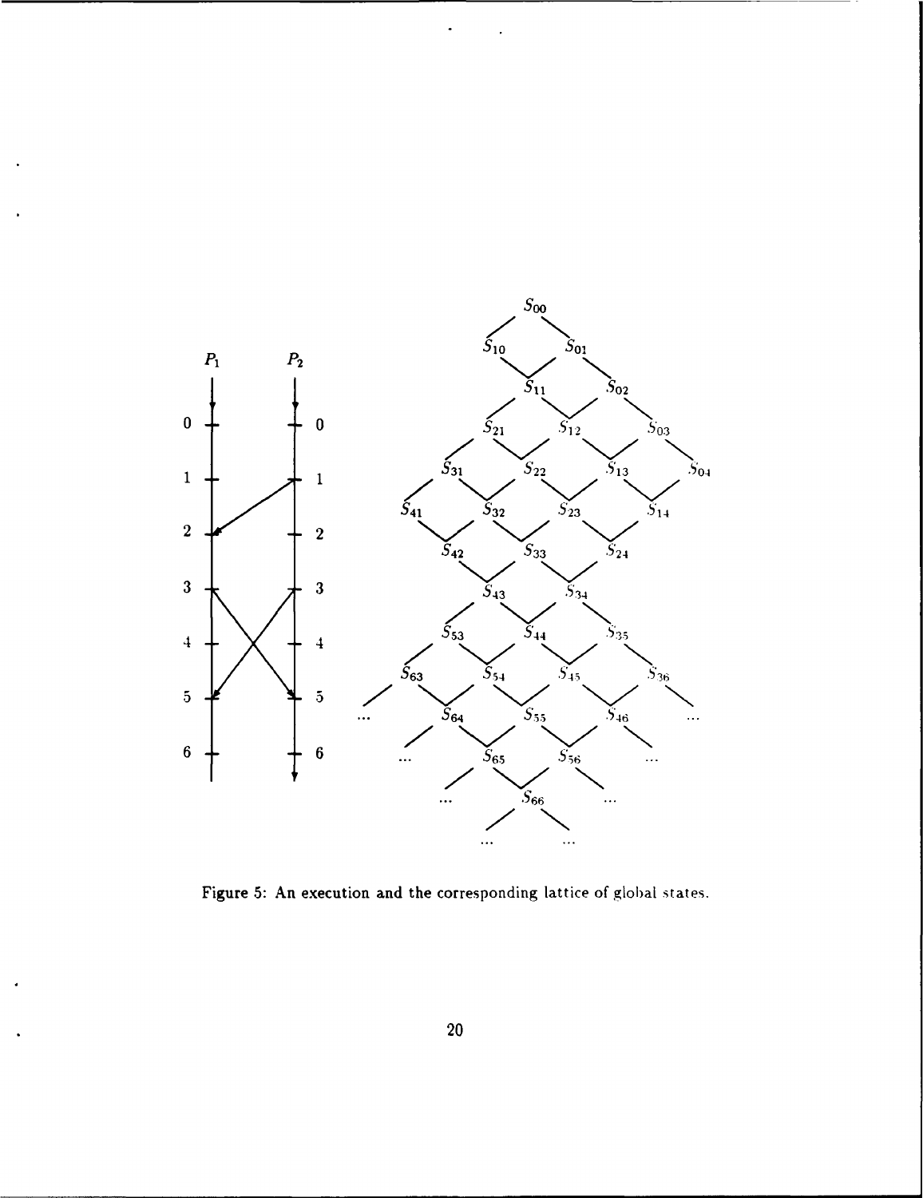Figure 5: An execution and the corresponding lattice of global states.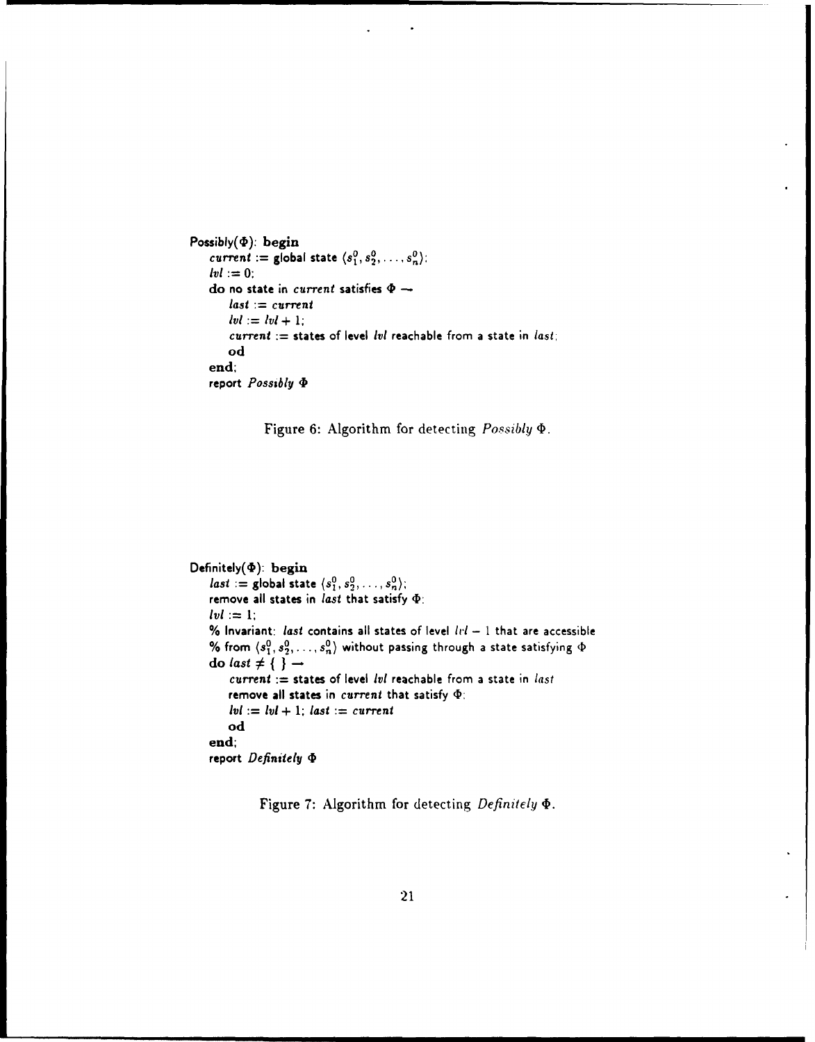```
Possibly(Φ): begin
    current := global state ⟨s_1^0, s_2^0, ..., s_n^0⟩;
    lvl := 0;
    do no state in current satisfies Φ →
        last := current
        lvl := lvl + 1;
        current := states of level lvl reachable from a state in last;
        od
    end;
    report Possibly Φ
```

Figure 6: Algorithm for detecting *Possibly* $\Phi$.

```
Definitely(Φ): begin
    last := global state ⟨s_1^0, s_2^0, ..., s_n^0⟩;
    remove all states in last that satisfy Φ;
    lvl := 1;
    % Invariant: last contains all states of level lvl − 1 that are accessible
    % from ⟨s_1^0, s_2^0, ..., s_n^0⟩ without passing through a state satisfying Φ
    do last ≠ { } →
        current := states of level lvl reachable from a state in last
        remove all states in current that satisfy Φ;
        lvl := lvl + 1; last := current
        od
    end;
    report Definitely Φ
```

Figure 7: Algorithm for detecting *Definitely* $\Phi$.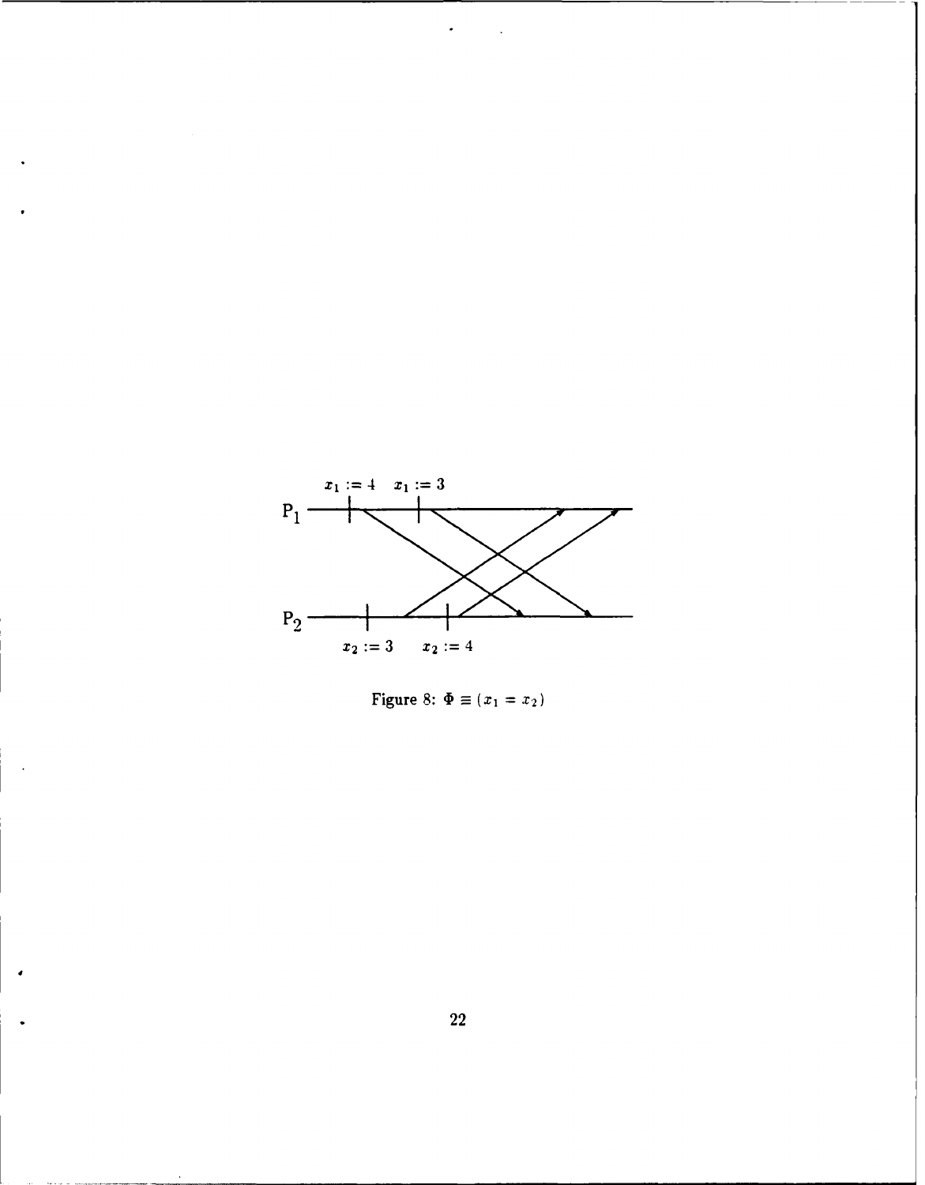$x_1 := 4$ $x_1 := 3$

$P_1$

$P_2$

$x_2 := 3$ $x_2 := 4$

Figure 8: $\Phi \equiv (x_1 = x_2)$